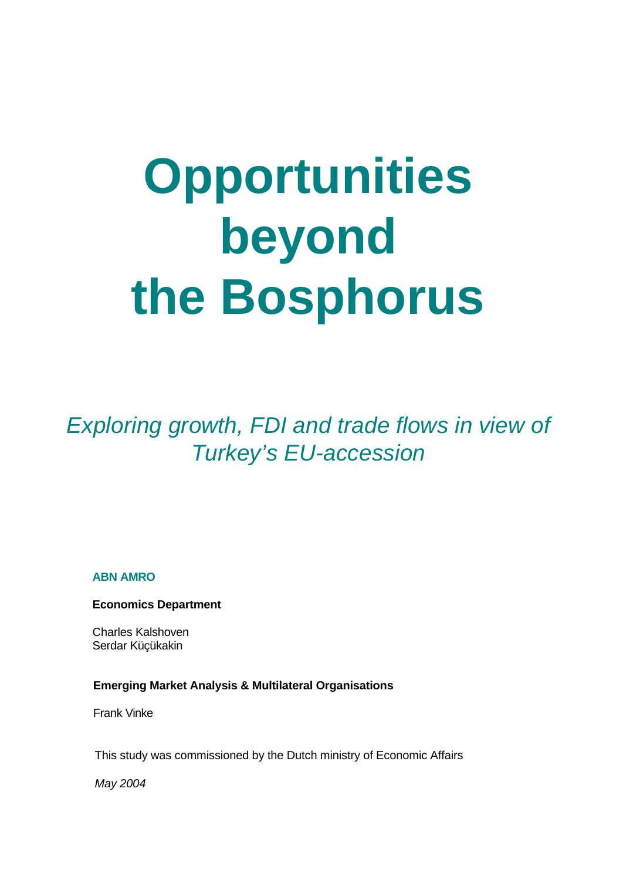# Opportunities beyond the Bosphorus

*Exploring growth, FDI and trade flows in view of Turkey's EU-accession*

**ABN AMRO**

**Economics Department**

Charles Kalshoven
Serdar Küçükakin

**Emerging Market Analysis & Multilateral Organisations**

Frank Vinke

This study was commissioned by the Dutch ministry of Economic Affairs

*May 2004*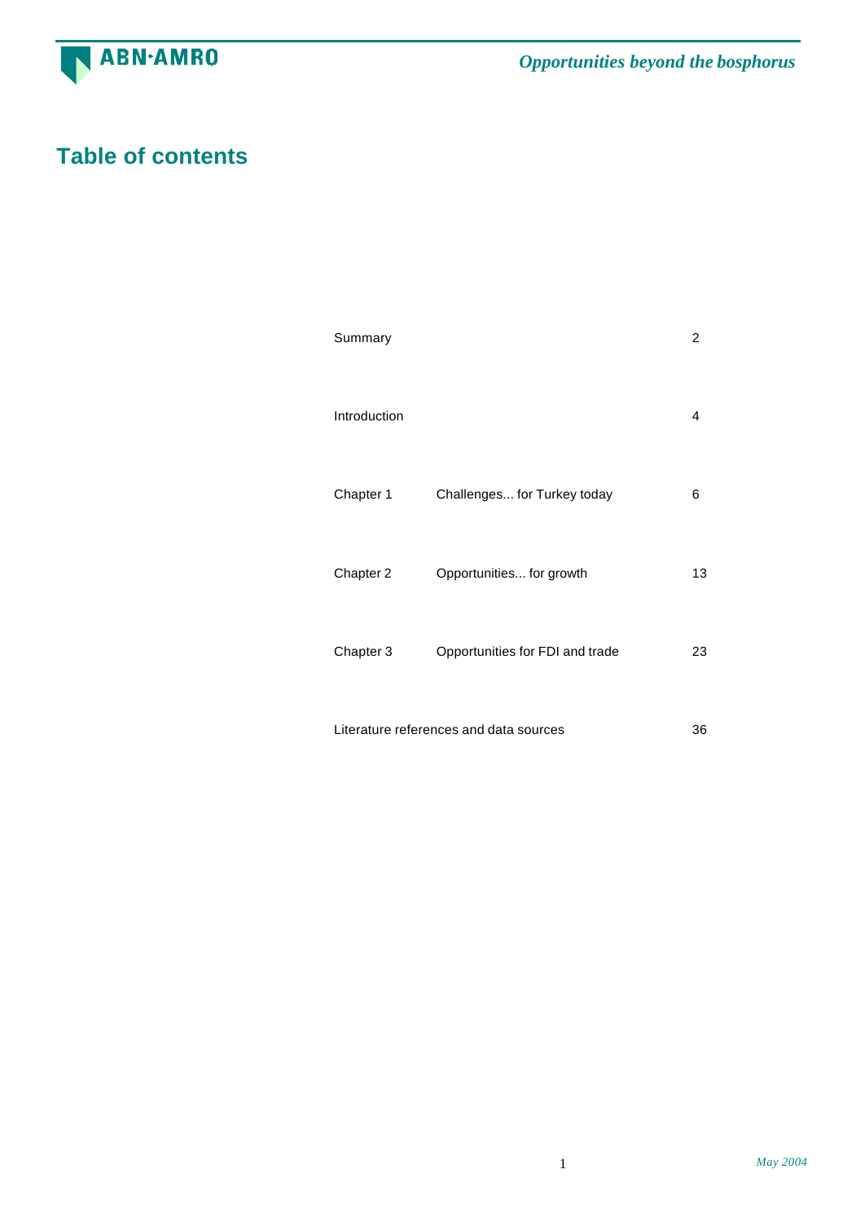# Table of contents

| | | |
|---|---|---|
| Summary | | 2 |
| Introduction | | 4 |
| Chapter 1 | Challenges... for Turkey today | 6 |
| Chapter 2 | Opportunities... for growth | 13 |
| Chapter 3 | Opportunities for FDI and trade | 23 |
| Literature references and data sources | | 36 |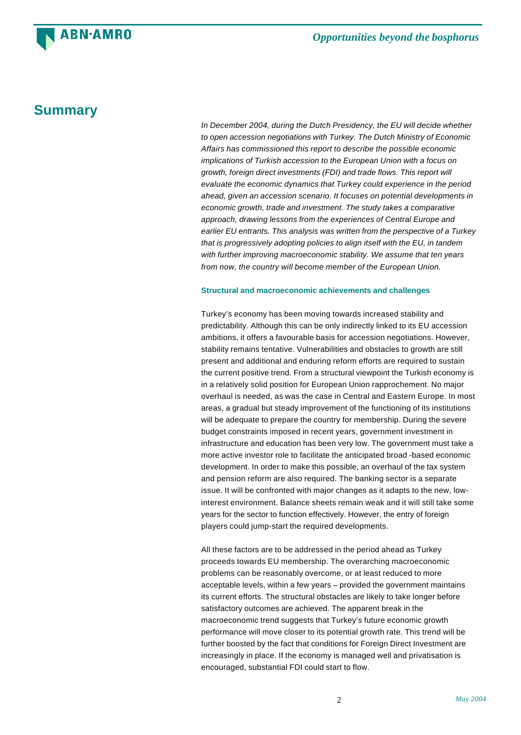# Summary

*In December 2004, during the Dutch Presidency, the EU will decide whether to open accession negotiations with Turkey. The Dutch Ministry of Economic Affairs has commissioned this report to describe the possible economic implications of Turkish accession to the European Union with a focus on growth, foreign direct investments (FDI) and trade flows. This report will evaluate the economic dynamics that Turkey could experience in the period ahead, given an accession scenario. It focuses on potential developments in economic growth, trade and investment. The study takes a comparative approach, drawing lessons from the experiences of Central Europe and earlier EU entrants. This analysis was written from the perspective of a Turkey that is progressively adopting policies to align itself with the EU, in tandem with further improving macroeconomic stability. We assume that ten years from now, the country will become member of the European Union.*

### Structural and macroeconomic achievements and challenges

Turkey's economy has been moving towards increased stability and predictability. Although this can be only indirectly linked to its EU accession ambitions, it offers a favourable basis for accession negotiations. However, stability remains tentative. Vulnerabilities and obstacles to growth are still present and additional and enduring reform efforts are required to sustain the current positive trend. From a structural viewpoint the Turkish economy is in a relatively solid position for European Union rapprochement. No major overhaul is needed, as was the case in Central and Eastern Europe. In most areas, a gradual but steady improvement of the functioning of its institutions will be adequate to prepare the country for membership. During the severe budget constraints imposed in recent years, government investment in infrastructure and education has been very low. The government must take a more active investor role to facilitate the anticipated broad -based economic development. In order to make this possible, an overhaul of the tax system and pension reform are also required. The banking sector is a separate issue. It will be confronted with major changes as it adapts to the new, low-interest environment. Balance sheets remain weak and it will still take some years for the sector to function effectively. However, the entry of foreign players could jump-start the required developments.

All these factors are to be addressed in the period ahead as Turkey proceeds towards EU membership. The overarching macroeconomic problems can be reasonably overcome, or at least reduced to more acceptable levels, within a few years – provided the government maintains its current efforts. The structural obstacles are likely to take longer before satisfactory outcomes are achieved. The apparent break in the macroeconomic trend suggests that Turkey's future economic growth performance will move closer to its potential growth rate. This trend will be further boosted by the fact that conditions for Foreign Direct Investment are increasingly in place. If the economy is managed well and privatisation is encouraged, substantial FDI could start to flow.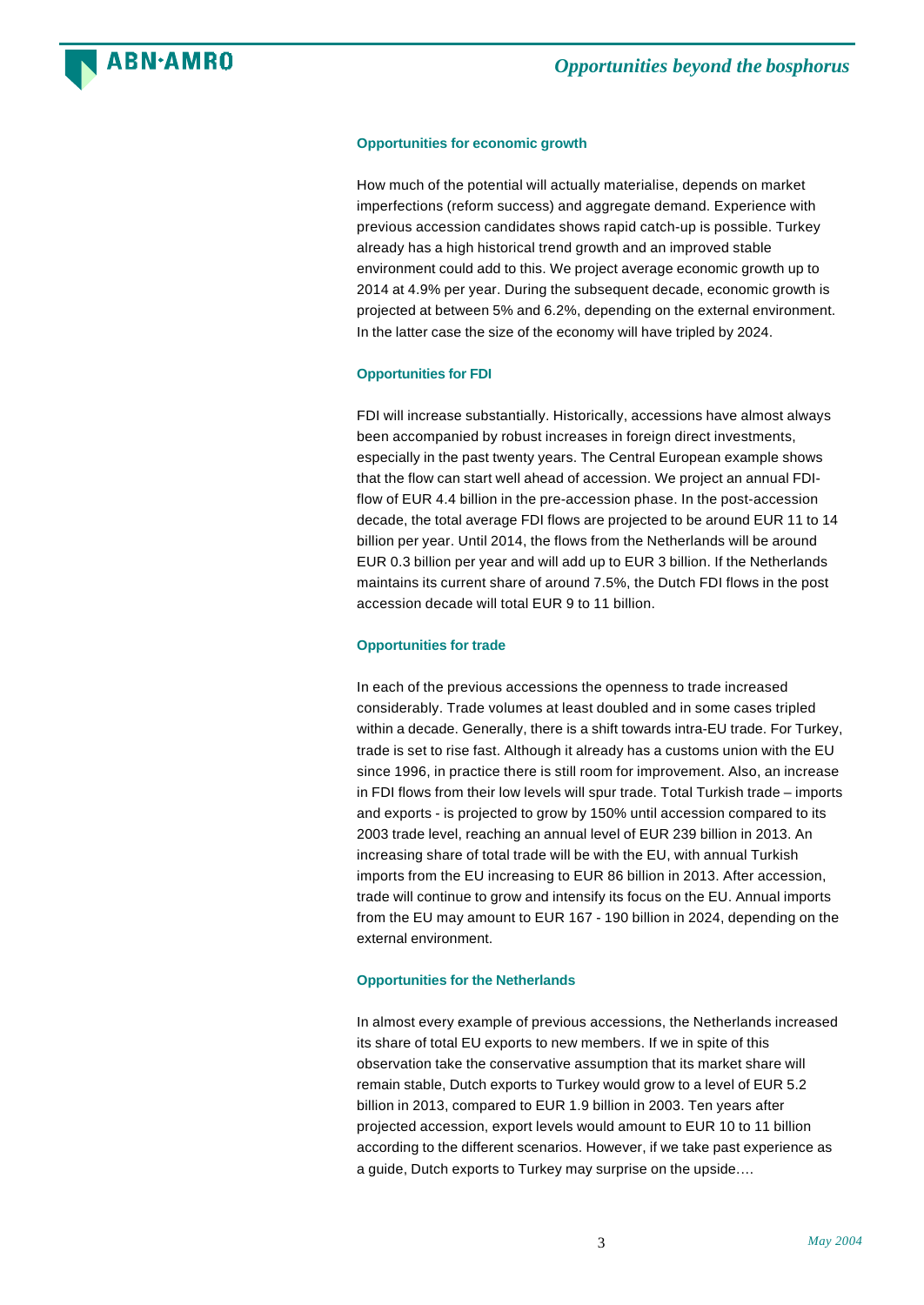### Opportunities for economic growth

How much of the potential will actually materialise, depends on market imperfections (reform success) and aggregate demand. Experience with previous accession candidates shows rapid catch-up is possible. Turkey already has a high historical trend growth and an improved stable environment could add to this. We project average economic growth up to 2014 at 4.9% per year. During the subsequent decade, economic growth is projected at between 5% and 6.2%, depending on the external environment. In the latter case the size of the economy will have tripled by 2024.

### Opportunities for FDI

FDI will increase substantially. Historically, accessions have almost always been accompanied by robust increases in foreign direct investments, especially in the past twenty years. The Central European example shows that the flow can start well ahead of accession. We project an annual FDI-flow of EUR 4.4 billion in the pre-accession phase. In the post-accession decade, the total average FDI flows are projected to be around EUR 11 to 14 billion per year. Until 2014, the flows from the Netherlands will be around EUR 0.3 billion per year and will add up to EUR 3 billion. If the Netherlands maintains its current share of around 7.5%, the Dutch FDI flows in the post accession decade will total EUR 9 to 11 billion.

### Opportunities for trade

In each of the previous accessions the openness to trade increased considerably. Trade volumes at least doubled and in some cases tripled within a decade. Generally, there is a shift towards intra-EU trade. For Turkey, trade is set to rise fast. Although it already has a customs union with the EU since 1996, in practice there is still room for improvement. Also, an increase in FDI flows from their low levels will spur trade. Total Turkish trade – imports and exports - is projected to grow by 150% until accession compared to its 2003 trade level, reaching an annual level of EUR 239 billion in 2013. An increasing share of total trade will be with the EU, with annual Turkish imports from the EU increasing to EUR 86 billion in 2013. After accession, trade will continue to grow and intensify its focus on the EU. Annual imports from the EU may amount to EUR 167 - 190 billion in 2024, depending on the external environment.

### Opportunities for the Netherlands

In almost every example of previous accessions, the Netherlands increased its share of total EU exports to new members. If we in spite of this observation take the conservative assumption that its market share will remain stable, Dutch exports to Turkey would grow to a level of EUR 5.2 billion in 2013, compared to EUR 1.9 billion in 2003. Ten years after projected accession, export levels would amount to EUR 10 to 11 billion according to the different scenarios. However, if we take past experience as a guide, Dutch exports to Turkey may surprise on the upside….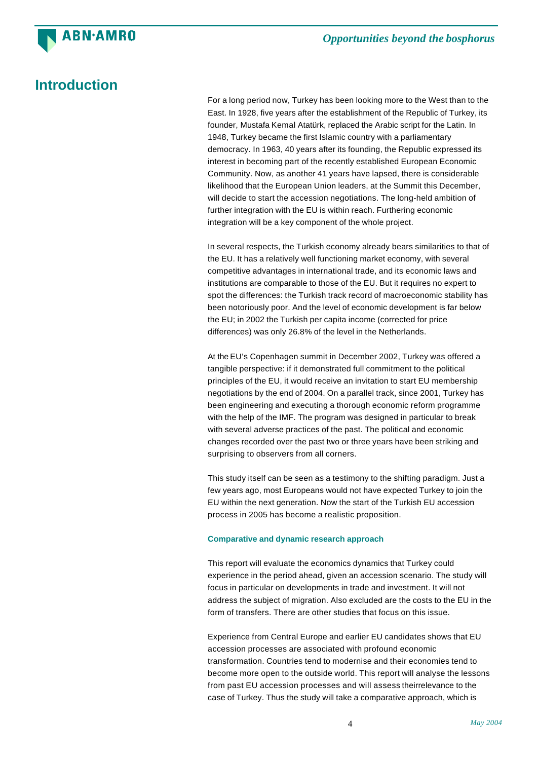# Introduction

For a long period now, Turkey has been looking more to the West than to the East. In 1928, five years after the establishment of the Republic of Turkey, its founder, Mustafa Kemal Atatürk, replaced the Arabic script for the Latin. In 1948, Turkey became the first Islamic country with a parliamentary democracy. In 1963, 40 years after its founding, the Republic expressed its interest in becoming part of the recently established European Economic Community. Now, as another 41 years have lapsed, there is considerable likelihood that the European Union leaders, at the Summit this December, will decide to start the accession negotiations. The long-held ambition of further integration with the EU is within reach. Furthering economic integration will be a key component of the whole project.

In several respects, the Turkish economy already bears similarities to that of the EU. It has a relatively well functioning market economy, with several competitive advantages in international trade, and its economic laws and institutions are comparable to those of the EU. But it requires no expert to spot the differences: the Turkish track record of macroeconomic stability has been notoriously poor. And the level of economic development is far below the EU; in 2002 the Turkish per capita income (corrected for price differences) was only 26.8% of the level in the Netherlands.

At the EU's Copenhagen summit in December 2002, Turkey was offered a tangible perspective: if it demonstrated full commitment to the political principles of the EU, it would receive an invitation to start EU membership negotiations by the end of 2004. On a parallel track, since 2001, Turkey has been engineering and executing a thorough economic reform programme with the help of the IMF. The program was designed in particular to break with several adverse practices of the past. The political and economic changes recorded over the past two or three years have been striking and surprising to observers from all corners.

This study itself can be seen as a testimony to the shifting paradigm. Just a few years ago, most Europeans would not have expected Turkey to join the EU within the next generation. Now the start of the Turkish EU accession process in 2005 has become a realistic proposition.

### Comparative and dynamic research approach

This report will evaluate the economics dynamics that Turkey could experience in the period ahead, given an accession scenario. The study will focus in particular on developments in trade and investment. It will not address the subject of migration. Also excluded are the costs to the EU in the form of transfers. There are other studies that focus on this issue.

Experience from Central Europe and earlier EU candidates shows that EU accession processes are associated with profound economic transformation. Countries tend to modernise and their economies tend to become more open to the outside world. This report will analyse the lessons from past EU accession processes and will assess theirrelevance to the case of Turkey. Thus the study will take a comparative approach, which is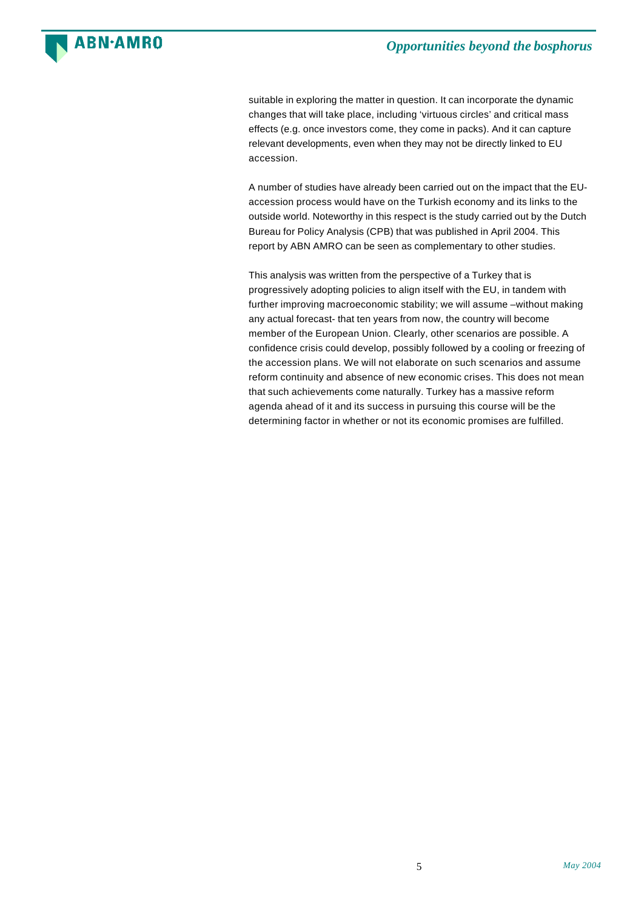suitable in exploring the matter in question. It can incorporate the dynamic changes that will take place, including 'virtuous circles' and critical mass effects (e.g. once investors come, they come in packs). And it can capture relevant developments, even when they may not be directly linked to EU accession.

A number of studies have already been carried out on the impact that the EU-accession process would have on the Turkish economy and its links to the outside world. Noteworthy in this respect is the study carried out by the Dutch Bureau for Policy Analysis (CPB) that was published in April 2004. This report by ABN AMRO can be seen as complementary to other studies.

This analysis was written from the perspective of a Turkey that is progressively adopting policies to align itself with the EU, in tandem with further improving macroeconomic stability; we will assume –without making any actual forecast- that ten years from now, the country will become member of the European Union. Clearly, other scenarios are possible. A confidence crisis could develop, possibly followed by a cooling or freezing of the accession plans. We will not elaborate on such scenarios and assume reform continuity and absence of new economic crises. This does not mean that such achievements come naturally. Turkey has a massive reform agenda ahead of it and its success in pursuing this course will be the determining factor in whether or not its economic promises are fulfilled.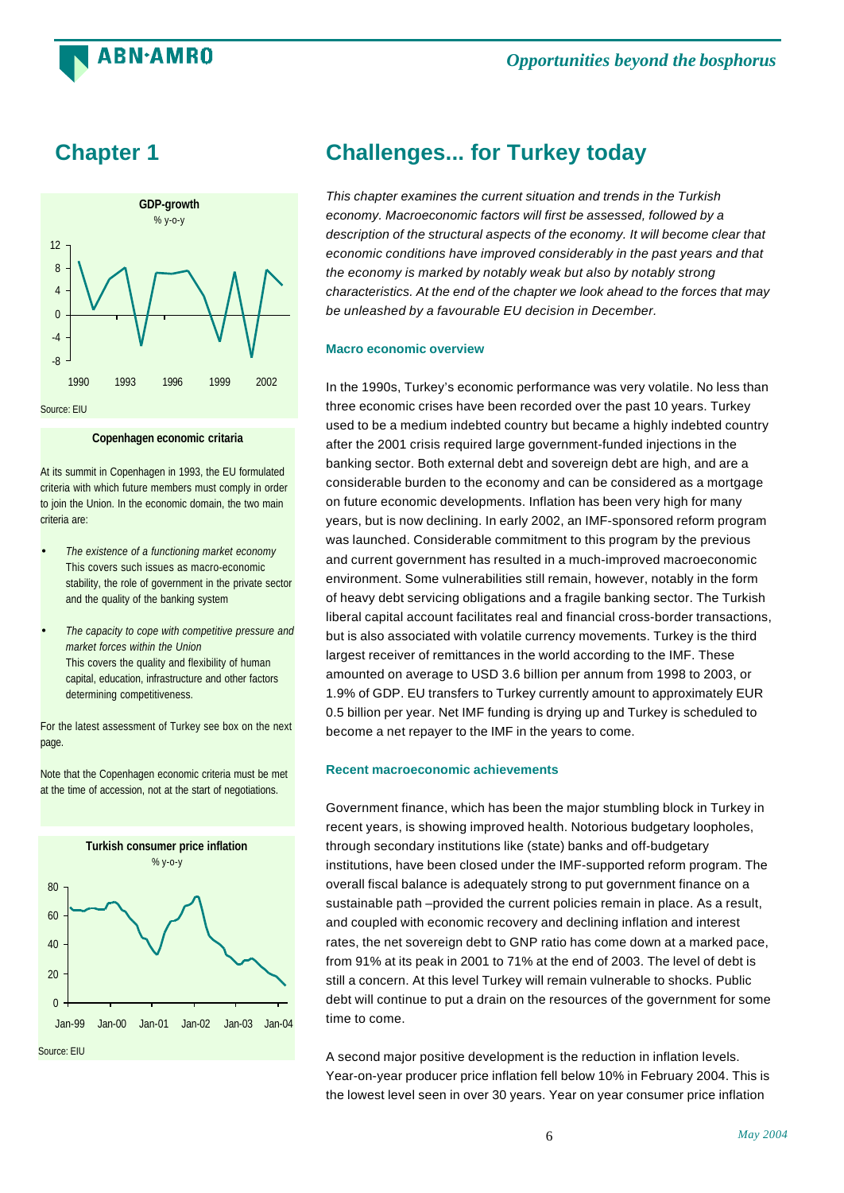# Chapter 1

## Challenges... for Turkey today

**GDP-growth**
% y-o-y

Source: EIU

**Copenhagen economic critaria**

At its summit in Copenhagen in 1993, the EU formulated criteria with which future members must comply in order to join the Union. In the economic domain, the two main criteria are:

- *The existence of a functioning market economy*
  This covers such issues as macro-economic stability, the role of government in the private sector and the quality of the banking system
- *The capacity to cope with competitive pressure and market forces within the Union*
  This covers the quality and flexibility of human capital, education, infrastructure and other factors determining competitiveness.

For the latest assessment of Turkey see box on the next page.

Note that the Copenhagen economic criteria must be met at the time of accession, not at the start of negotiations.

**Turkish consumer price inflation**
% y-o-y

Source: EIU

*This chapter examines the current situation and trends in the Turkish economy. Macroeconomic factors will first be assessed, followed by a description of the structural aspects of the economy. It will become clear that economic conditions have improved considerably in the past years and that the economy is marked by notably weak but also by notably strong characteristics. At the end of the chapter we look ahead to the forces that may be unleashed by a favourable EU decision in December.*

### Macro economic overview

In the 1990s, Turkey's economic performance was very volatile. No less than three economic crises have been recorded over the past 10 years. Turkey used to be a medium indebted country but became a highly indebted country after the 2001 crisis required large government-funded injections in the banking sector. Both external debt and sovereign debt are high, and are a considerable burden to the economy and can be considered as a mortgage on future economic developments. Inflation has been very high for many years, but is now declining. In early 2002, an IMF-sponsored reform program was launched. Considerable commitment to this program by the previous and current government has resulted in a much-improved macroeconomic environment. Some vulnerabilities still remain, however, notably in the form of heavy debt servicing obligations and a fragile banking sector. The Turkish liberal capital account facilitates real and financial cross-border transactions, but is also associated with volatile currency movements. Turkey is the third largest receiver of remittances in the world according to the IMF. These amounted on average to USD 3.6 billion per annum from 1998 to 2003, or 1.9% of GDP. EU transfers to Turkey currently amount to approximately EUR 0.5 billion per year. Net IMF funding is drying up and Turkey is scheduled to become a net repayer to the IMF in the years to come.

### Recent macroeconomic achievements

Government finance, which has been the major stumbling block in Turkey in recent years, is showing improved health. Notorious budgetary loopholes, through secondary institutions like (state) banks and off-budgetary institutions, have been closed under the IMF-supported reform program. The overall fiscal balance is adequately strong to put government finance on a sustainable path –provided the current policies remain in place. As a result, and coupled with economic recovery and declining inflation and interest rates, the net sovereign debt to GNP ratio has come down at a marked pace, from 91% at its peak in 2001 to 71% at the end of 2003. The level of debt is still a concern. At this level Turkey will remain vulnerable to shocks. Public debt will continue to put a drain on the resources of the government for some time to come.

A second major positive development is the reduction in inflation levels. Year-on-year producer price inflation fell below 10% in February 2004. This is the lowest level seen in over 30 years. Year on year consumer price inflation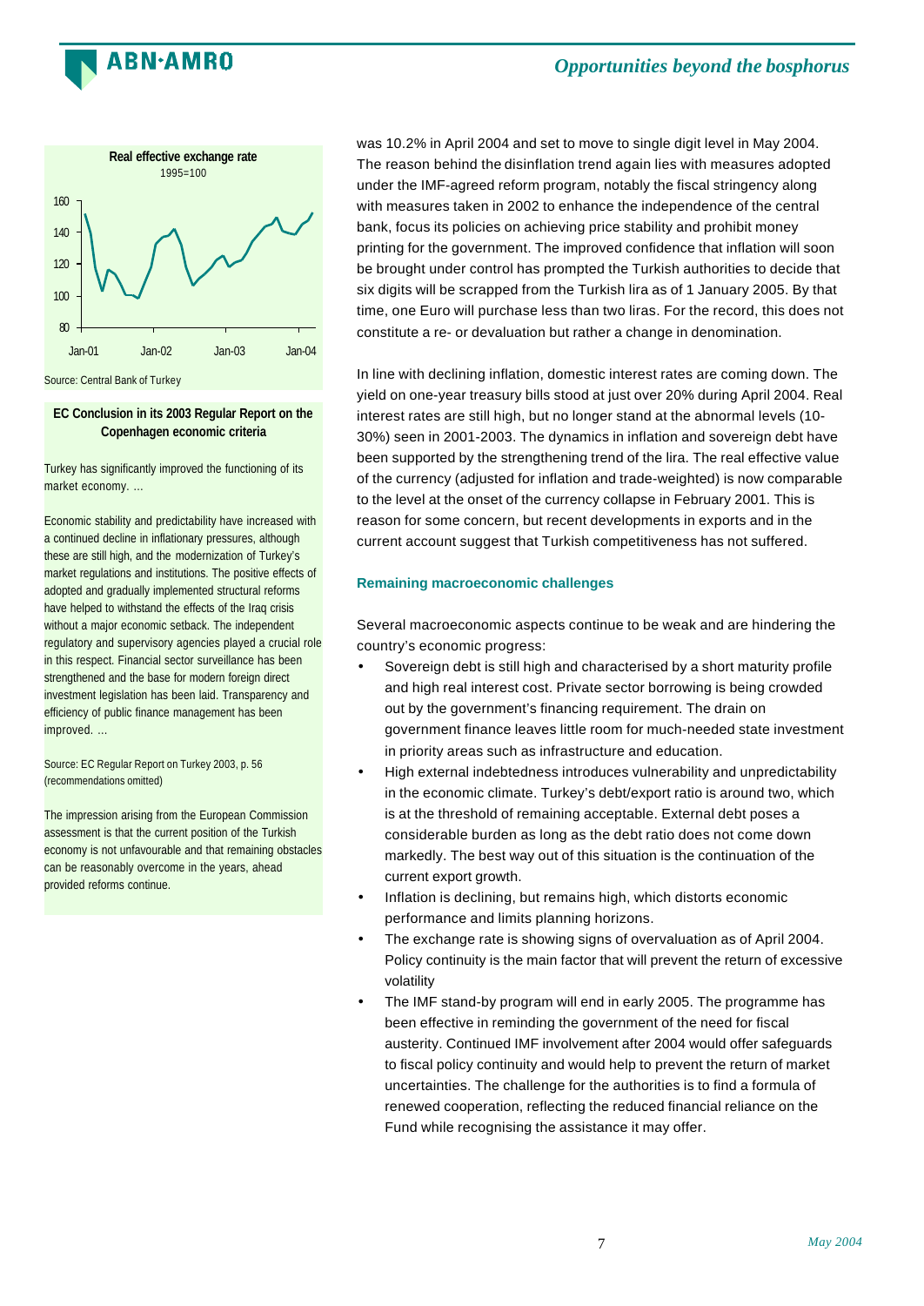**Real effective exchange rate**

1995=100

Source: Central Bank of Turkey

**EC Conclusion in its 2003 Regular Report on the Copenhagen economic criteria**

Turkey has significantly improved the functioning of its market economy. ...

Economic stability and predictability have increased with a continued decline in inflationary pressures, although these are still high, and the modernization of Turkey's market regulations and institutions. The positive effects of adopted and gradually implemented structural reforms have helped to withstand the effects of the Iraq crisis without a major economic setback. The independent regulatory and supervisory agencies played a crucial role in this respect. Financial sector surveillance has been strengthened and the base for modern foreign direct investment legislation has been laid. Transparency and efficiency of public finance management has been improved. ...

Source: EC Regular Report on Turkey 2003, p. 56 (recommendations omitted)

The impression arising from the European Commission assessment is that the current position of the Turkish economy is not unfavourable and that remaining obstacles can be reasonably overcome in the years, ahead provided reforms continue.

was 10.2% in April 2004 and set to move to single digit level in May 2004. The reason behind the disinflation trend again lies with measures adopted under the IMF-agreed reform program, notably the fiscal stringency along with measures taken in 2002 to enhance the independence of the central bank, focus its policies on achieving price stability and prohibit money printing for the government. The improved confidence that inflation will soon be brought under control has prompted the Turkish authorities to decide that six digits will be scrapped from the Turkish lira as of 1 January 2005. By that time, one Euro will purchase less than two liras. For the record, this does not constitute a re- or devaluation but rather a change in denomination.

In line with declining inflation, domestic interest rates are coming down. The yield on one-year treasury bills stood at just over 20% during April 2004. Real interest rates are still high, but no longer stand at the abnormal levels (10-30%) seen in 2001-2003. The dynamics in inflation and sovereign debt have been supported by the strengthening trend of the lira. The real effective value of the currency (adjusted for inflation and trade-weighted) is now comparable to the level at the onset of the currency collapse in February 2001. This is reason for some concern, but recent developments in exports and in the current account suggest that Turkish competitiveness has not suffered.

### Remaining macroeconomic challenges

Several macroeconomic aspects continue to be weak and are hindering the country's economic progress:

- Sovereign debt is still high and characterised by a short maturity profile and high real interest cost. Private sector borrowing is being crowded out by the government's financing requirement. The drain on government finance leaves little room for much-needed state investment in priority areas such as infrastructure and education.
- High external indebtedness introduces vulnerability and unpredictability in the economic climate. Turkey's debt/export ratio is around two, which is at the threshold of remaining acceptable. External debt poses a considerable burden as long as the debt ratio does not come down markedly. The best way out of this situation is the continuation of the current export growth.
- Inflation is declining, but remains high, which distorts economic performance and limits planning horizons.
- The exchange rate is showing signs of overvaluation as of April 2004. Policy continuity is the main factor that will prevent the return of excessive volatility
- The IMF stand-by program will end in early 2005. The programme has been effective in reminding the government of the need for fiscal austerity. Continued IMF involvement after 2004 would offer safeguards to fiscal policy continuity and would help to prevent the return of market uncertainties. The challenge for the authorities is to find a formula of renewed cooperation, reflecting the reduced financial reliance on the Fund while recognising the assistance it may offer.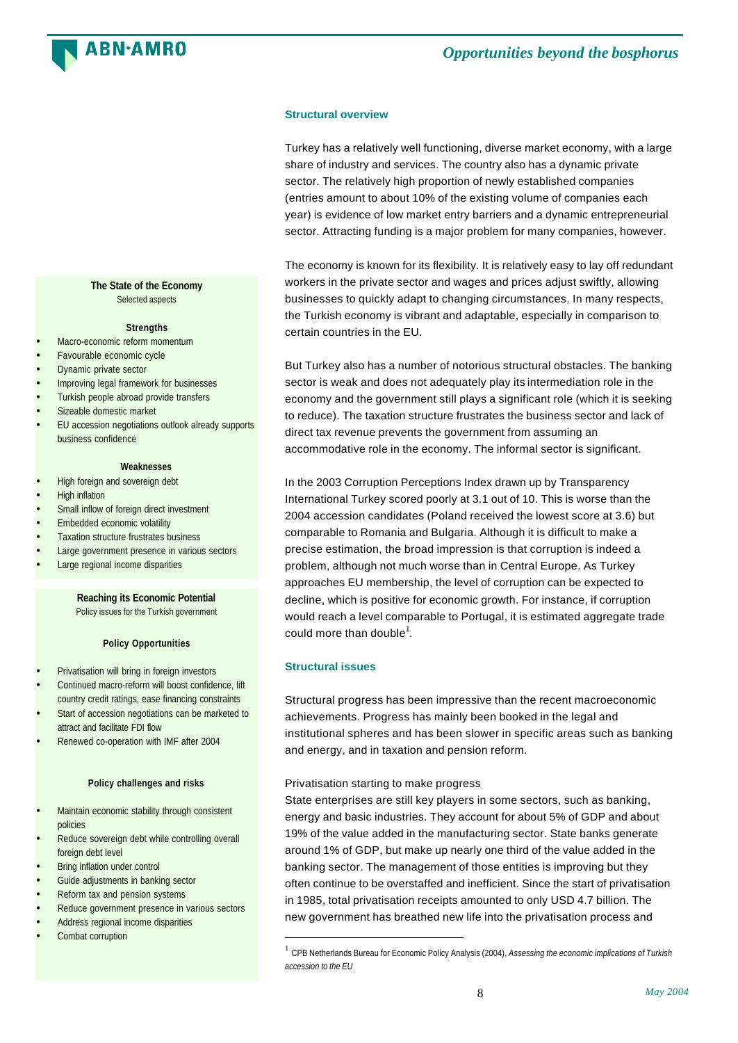## Structural overview

Turkey has a relatively well functioning, diverse market economy, with a large share of industry and services. The country also has a dynamic private sector. The relatively high proportion of newly established companies (entries amount to about 10% of the existing volume of companies each year) is evidence of low market entry barriers and a dynamic entrepreneurial sector. Attracting funding is a major problem for many companies, however.

The economy is known for its flexibility. It is relatively easy to lay off redundant workers in the private sector and wages and prices adjust swiftly, allowing businesses to quickly adapt to changing circumstances. In many respects, the Turkish economy is vibrant and adaptable, especially in comparison to certain countries in the EU.

But Turkey also has a number of notorious structural obstacles. The banking sector is weak and does not adequately play its intermediation role in the economy and the government still plays a significant role (which it is seeking to reduce). The taxation structure frustrates the business sector and lack of direct tax revenue prevents the government from assuming an accommodative role in the economy. The informal sector is significant.

In the 2003 Corruption Perceptions Index drawn up by Transparency International Turkey scored poorly at 3.1 out of 10. This is worse than the 2004 accession candidates (Poland received the lowest score at 3.6) but comparable to Romania and Bulgaria. Although it is difficult to make a precise estimation, the broad impression is that corruption is indeed a problem, although not much worse than in Central Europe. As Turkey approaches EU membership, the level of corruption can be expected to decline, which is positive for economic growth. For instance, if corruption would reach a level comparable to Portugal, it is estimated aggregate trade could more than double[1].

**The State of the Economy**
Selected aspects

**Strengths**

- Macro-economic reform momentum
- Favourable economic cycle
- Dynamic private sector
- Improving legal framework for businesses
- Turkish people abroad provide transfers
- Sizeable domestic market
- EU accession negotiations outlook already supports business confidence

**Weaknesses**

- High foreign and sovereign debt
- High inflation
- Small inflow of foreign direct investment
- Embedded economic volatility
- Taxation structure frustrates business
- Large government presence in various sectors
- Large regional income disparities

**Reaching its Economic Potential**
Policy issues for the Turkish government

**Policy Opportunities**

- Privatisation will bring in foreign investors
- Continued macro-reform will boost confidence, lift country credit ratings, ease financing constraints
- Start of accession negotiations can be marketed to attract and facilitate FDI flow
- Renewed co-operation with IMF after 2004

**Policy challenges and risks**

- Maintain economic stability through consistent policies
- Reduce sovereign debt while controlling overall foreign debt level
- Bring inflation under control
- Guide adjustments in banking sector
- Reform tax and pension systems
- Reduce government presence in various sectors
- Address regional income disparities
- Combat corruption

## Structural issues

Structural progress has been impressive than the recent macroeconomic achievements. Progress has mainly been booked in the legal and institutional spheres and has been slower in specific areas such as banking and energy, and in taxation and pension reform.

Privatisation starting to make progress

State enterprises are still key players in some sectors, such as banking, energy and basic industries. They account for about 5% of GDP and about 19% of the value added in the manufacturing sector. State banks generate around 1% of GDP, but make up nearly one third of the value added in the banking sector. The management of those entities is improving but they often continue to be overstaffed and inefficient. Since the start of privatisation in 1985, total privatisation receipts amounted to only USD 4.7 billion. The new government has breathed new life into the privatisation process and

[1] CPB Netherlands Bureau for Economic Policy Analysis (2004), *Assessing the economic implications of Turkish accession to the EU*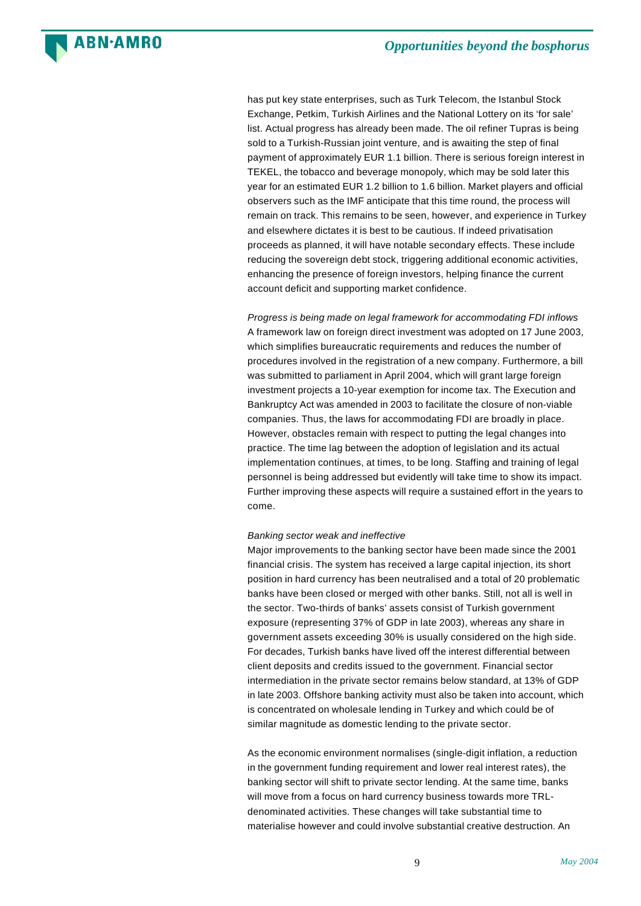has put key state enterprises, such as Turk Telecom, the Istanbul Stock Exchange, Petkim, Turkish Airlines and the National Lottery on its 'for sale' list. Actual progress has already been made. The oil refiner Tupras is being sold to a Turkish-Russian joint venture, and is awaiting the step of final payment of approximately EUR 1.1 billion. There is serious foreign interest in TEKEL, the tobacco and beverage monopoly, which may be sold later this year for an estimated EUR 1.2 billion to 1.6 billion. Market players and official observers such as the IMF anticipate that this time round, the process will remain on track. This remains to be seen, however, and experience in Turkey and elsewhere dictates it is best to be cautious. If indeed privatisation proceeds as planned, it will have notable secondary effects. These include reducing the sovereign debt stock, triggering additional economic activities, enhancing the presence of foreign investors, helping finance the current account deficit and supporting market confidence.

*Progress is being made on legal framework for accommodating FDI inflows*
A framework law on foreign direct investment was adopted on 17 June 2003, which simplifies bureaucratic requirements and reduces the number of procedures involved in the registration of a new company. Furthermore, a bill was submitted to parliament in April 2004, which will grant large foreign investment projects a 10-year exemption for income tax. The Execution and Bankruptcy Act was amended in 2003 to facilitate the closure of non-viable companies. Thus, the laws for accommodating FDI are broadly in place. However, obstacles remain with respect to putting the legal changes into practice. The time lag between the adoption of legislation and its actual implementation continues, at times, to be long. Staffing and training of legal personnel is being addressed but evidently will take time to show its impact. Further improving these aspects will require a sustained effort in the years to come.

*Banking sector weak and ineffective*
Major improvements to the banking sector have been made since the 2001 financial crisis. The system has received a large capital injection, its short position in hard currency has been neutralised and a total of 20 problematic banks have been closed or merged with other banks. Still, not all is well in the sector. Two-thirds of banks' assets consist of Turkish government exposure (representing 37% of GDP in late 2003), whereas any share in government assets exceeding 30% is usually considered on the high side. For decades, Turkish banks have lived off the interest differential between client deposits and credits issued to the government. Financial sector intermediation in the private sector remains below standard, at 13% of GDP in late 2003. Offshore banking activity must also be taken into account, which is concentrated on wholesale lending in Turkey and which could be of similar magnitude as domestic lending to the private sector.

As the economic environment normalises (single-digit inflation, a reduction in the government funding requirement and lower real interest rates), the banking sector will shift to private sector lending. At the same time, banks will move from a focus on hard currency business towards more TRL-denominated activities. These changes will take substantial time to materialise however and could involve substantial creative destruction. An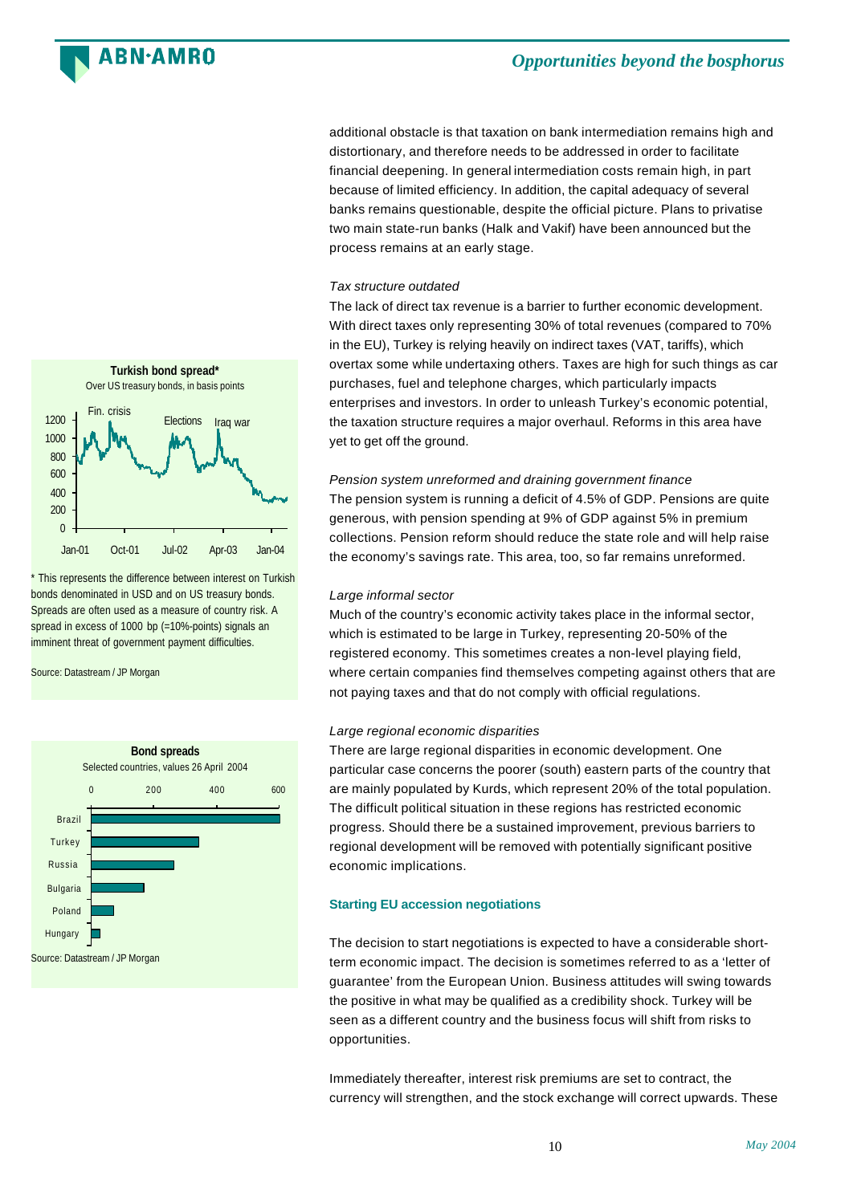additional obstacle is that taxation on bank intermediation remains high and distortionary, and therefore needs to be addressed in order to facilitate financial deepening. In general intermediation costs remain high, in part because of limited efficiency. In addition, the capital adequacy of several banks remains questionable, despite the official picture. Plans to privatise two main state-run banks (Halk and Vakif) have been announced but the process remains at an early stage.

*Tax structure outdated*

The lack of direct tax revenue is a barrier to further economic development. With direct taxes only representing 30% of total revenues (compared to 70% in the EU), Turkey is relying heavily on indirect taxes (VAT, tariffs), which overtax some while undertaxing others. Taxes are high for such things as car purchases, fuel and telephone charges, which particularly impacts enterprises and investors. In order to unleash Turkey's economic potential, the taxation structure requires a major overhaul. Reforms in this area have yet to get off the ground.

*Pension system unreformed and draining government finance*

The pension system is running a deficit of 4.5% of GDP. Pensions are quite generous, with pension spending at 9% of GDP against 5% in premium collections. Pension reform should reduce the state role and will help raise the economy's savings rate. This area, too, so far remains unreformed.

*Large informal sector*

Much of the country's economic activity takes place in the informal sector, which is estimated to be large in Turkey, representing 20-50% of the registered economy. This sometimes creates a non-level playing field, where certain companies find themselves competing against others that are not paying taxes and that do not comply with official regulations.

*Large regional economic disparities*

There are large regional disparities in economic development. One particular case concerns the poorer (south) eastern parts of the country that are mainly populated by Kurds, which represent 20% of the total population. The difficult political situation in these regions has restricted economic progress. Should there be a sustained improvement, previous barriers to regional development will be removed with potentially significant positive economic implications.

**Turkish bond spread***

Over US treasury bonds, in basis points

(Chart: Jan-01 to Jan-04; annotations: Fin. crisis, Elections, Iraq war)

* This represents the difference between interest on Turkish bonds denominated in USD and on US treasury bonds. Spreads are often used as a measure of country risk. A spread in excess of 1000 bp (=10%-points) signals an imminent threat of government payment difficulties.

Source: Datastream / JP Morgan

**Bond spreads**

Selected countries, values 26 April 2004

(Chart: Brazil, Turkey, Russia, Bulgaria, Poland, Hungary)

Source: Datastream / JP Morgan

### Starting EU accession negotiations

The decision to start negotiations is expected to have a considerable short-term economic impact. The decision is sometimes referred to as a 'letter of guarantee' from the European Union. Business attitudes will swing towards the positive in what may be qualified as a credibility shock. Turkey will be seen as a different country and the business focus will shift from risks to opportunities.

Immediately thereafter, interest risk premiums are set to contract, the currency will strengthen, and the stock exchange will correct upwards. These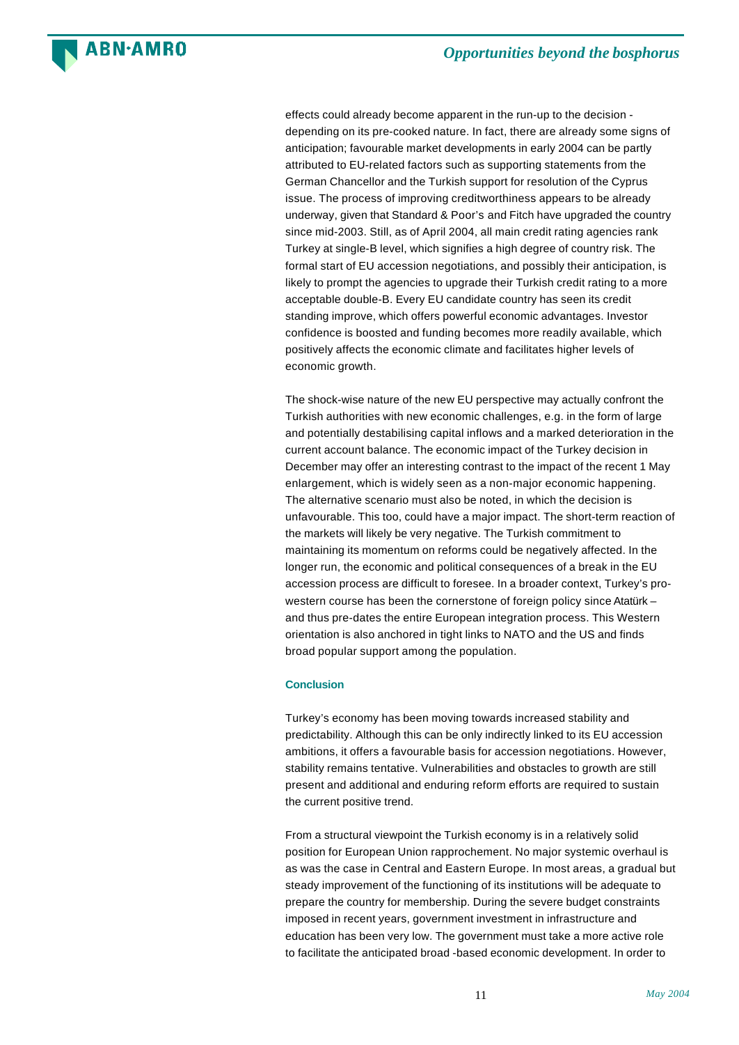effects could already become apparent in the run-up to the decision - depending on its pre-cooked nature. In fact, there are already some signs of anticipation; favourable market developments in early 2004 can be partly attributed to EU-related factors such as supporting statements from the German Chancellor and the Turkish support for resolution of the Cyprus issue. The process of improving creditworthiness appears to be already underway, given that Standard & Poor's and Fitch have upgraded the country since mid-2003. Still, as of April 2004, all main credit rating agencies rank Turkey at single-B level, which signifies a high degree of country risk. The formal start of EU accession negotiations, and possibly their anticipation, is likely to prompt the agencies to upgrade their Turkish credit rating to a more acceptable double-B. Every EU candidate country has seen its credit standing improve, which offers powerful economic advantages. Investor confidence is boosted and funding becomes more readily available, which positively affects the economic climate and facilitates higher levels of economic growth.

The shock-wise nature of the new EU perspective may actually confront the Turkish authorities with new economic challenges, e.g. in the form of large and potentially destabilising capital inflows and a marked deterioration in the current account balance. The economic impact of the Turkey decision in December may offer an interesting contrast to the impact of the recent 1 May enlargement, which is widely seen as a non-major economic happening. The alternative scenario must also be noted, in which the decision is unfavourable. This too, could have a major impact. The short-term reaction of the markets will likely be very negative. The Turkish commitment to maintaining its momentum on reforms could be negatively affected. In the longer run, the economic and political consequences of a break in the EU accession process are difficult to foresee. In a broader context, Turkey's pro-western course has been the cornerstone of foreign policy since Atatürk – and thus pre-dates the entire European integration process. This Western orientation is also anchored in tight links to NATO and the US and finds broad popular support among the population.

### Conclusion

Turkey's economy has been moving towards increased stability and predictability. Although this can be only indirectly linked to its EU accession ambitions, it offers a favourable basis for accession negotiations. However, stability remains tentative. Vulnerabilities and obstacles to growth are still present and additional and enduring reform efforts are required to sustain the current positive trend.

From a structural viewpoint the Turkish economy is in a relatively solid position for European Union rapprochement. No major systemic overhaul is as was the case in Central and Eastern Europe. In most areas, a gradual but steady improvement of the functioning of its institutions will be adequate to prepare the country for membership. During the severe budget constraints imposed in recent years, government investment in infrastructure and education has been very low. The government must take a more active role to facilitate the anticipated broad -based economic development. In order to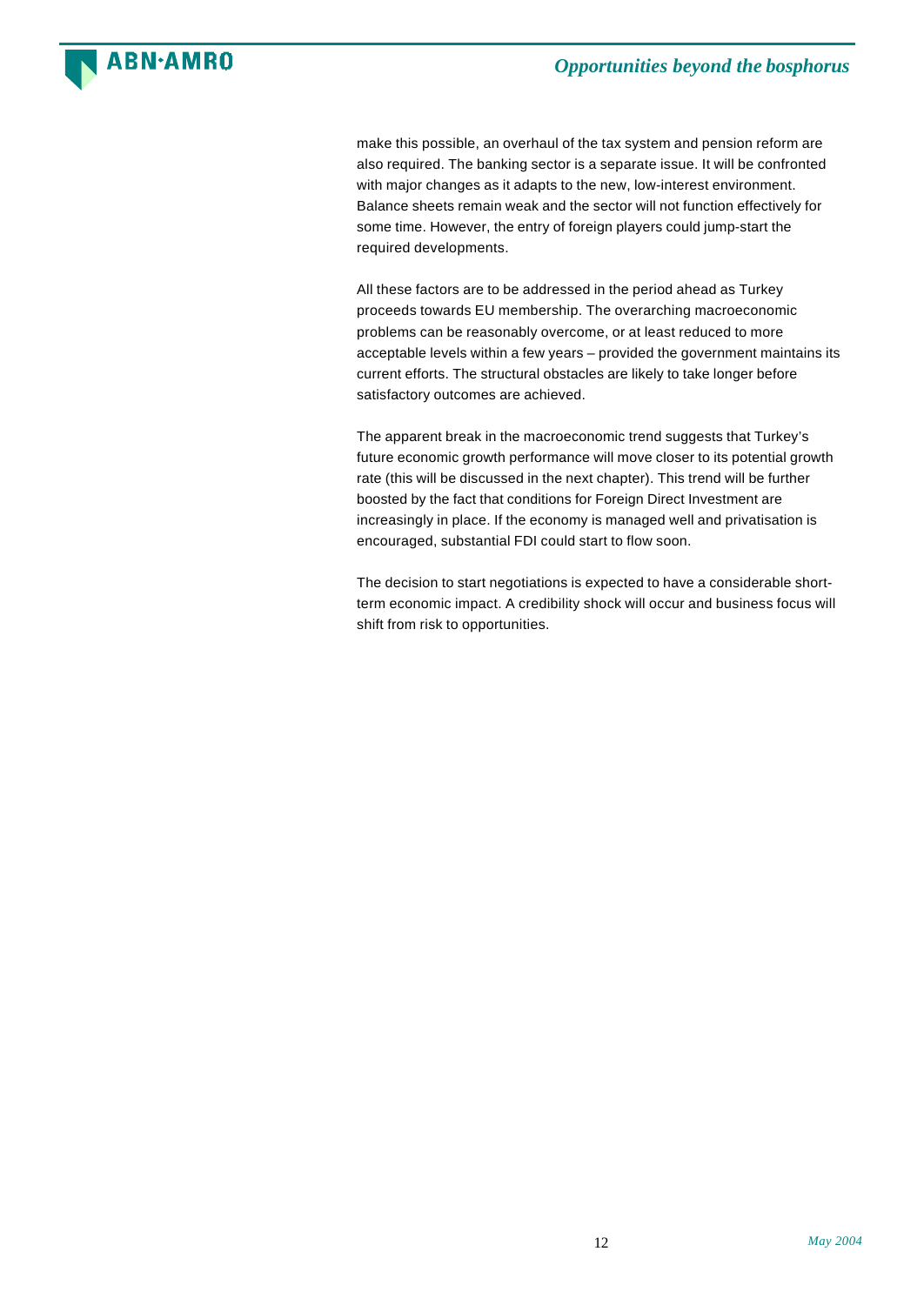make this possible, an overhaul of the tax system and pension reform are also required. The banking sector is a separate issue. It will be confronted with major changes as it adapts to the new, low-interest environment. Balance sheets remain weak and the sector will not function effectively for some time. However, the entry of foreign players could jump-start the required developments.

All these factors are to be addressed in the period ahead as Turkey proceeds towards EU membership. The overarching macroeconomic problems can be reasonably overcome, or at least reduced to more acceptable levels within a few years – provided the government maintains its current efforts. The structural obstacles are likely to take longer before satisfactory outcomes are achieved.

The apparent break in the macroeconomic trend suggests that Turkey's future economic growth performance will move closer to its potential growth rate (this will be discussed in the next chapter). This trend will be further boosted by the fact that conditions for Foreign Direct Investment are increasingly in place. If the economy is managed well and privatisation is encouraged, substantial FDI could start to flow soon.

The decision to start negotiations is expected to have a considerable short-term economic impact. A credibility shock will occur and business focus will shift from risk to opportunities.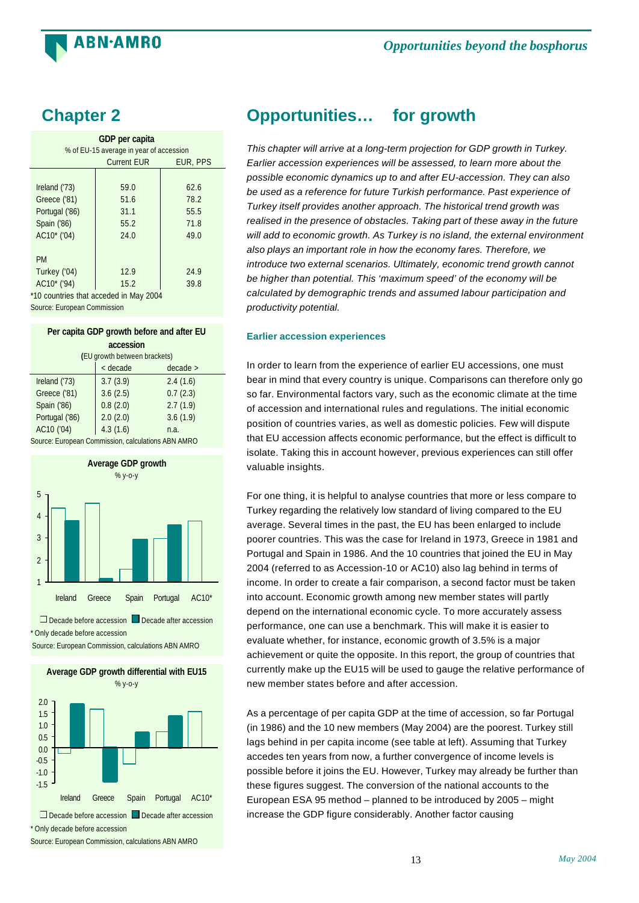## Chapter 2

**GDP per capita**
% of EU-15 average in year of accession

| | Current EUR | EUR, PPS |
|---|---|---|
| Ireland ('73) | 59.0 | 62.6 |
| Greece ('81) | 51.6 | 78.2 |
| Portugal ('86) | 31.1 | 55.5 |
| Spain ('86) | 55.2 | 71.8 |
| AC10* ('04) | 24.0 | 49.0 |
| PM | | |
| Turkey ('04) | 12.9 | 24.9 |
| AC10* ('94) | 15.2 | 39.8 |

*10 countries that acceded in May 2004
Source: European Commission

**Per capita GDP growth before and after EU accession**
(EU growth between brackets)

| | < decade | decade > |
|---|---|---|
| Ireland ('73) | 3.7 (3.9) | 2.4 (1.6) |
| Greece ('81) | 3.6 (2.5) | 0.7 (2.3) |
| Spain ('86) | 0.8 (2.0) | 2.7 (1.9) |
| Portugal ('86) | 2.0 (2.0) | 3.6 (1.9) |
| AC10 ('04) | 4.3 (1.6) | n.a. |

Source: European Commission, calculations ABN AMRO

**Average GDP growth**
% y-o-y

□ Decade before accession ■ Decade after accession
* Only decade before access
Source: European Commission, calculations ABN AMRO

**Average GDP growth differential with EU15**
% y-o-y

□ Decade before accession ■ Decade after accession
* Only decade before access
Source: European Commission, calculations ABN AMRO

# Opportunities… for growth

*This chapter will arrive at a long-term projection for GDP growth in Turkey. Earlier accession experiences will be assessed, to learn more about the possible economic dynamics up to and after EU-accession. They can also be used as a reference for future Turkish performance. Past experience of Turkey itself provides another approach. The historical trend growth was realised in the presence of obstacles. Taking part of these away in the future will add to economic growth. As Turkey is no island, the external environment also plays an important role in how the economy fares. Therefore, we introduce two external scenarios. Ultimately, economic trend growth cannot be higher than potential. This 'maximum speed' of the economy will be calculated by demographic trends and assumed labour participation and productivity potential.*

### Earlier accession experiences

In order to learn from the experience of earlier EU accessions, one must bear in mind that every country is unique. Comparisons can therefore only go so far. Environmental factors vary, such as the economic climate at the time of accession and international rules and regulations. The initial economic position of countries varies, as well as domestic policies. Few will dispute that EU accession affects economic performance, but the effect is difficult to isolate. Taking this in account however, previous experiences can still offer valuable insights.

For one thing, it is helpful to analyse countries that more or less compare to Turkey regarding the relatively low standard of living compared to the EU average. Several times in the past, the EU has been enlarged to include poorer countries. This was the case for Ireland in 1973, Greece in 1981 and Portugal and Spain in 1986. And the 10 countries that joined the EU in May 2004 (referred to as Accession-10 or AC10) also lag behind in terms of income. In order to create a fair comparison, a second factor must be taken into account. Economic growth among new member states will partly depend on the international economic cycle. To more accurately assess performance, one can use a benchmark. This will make it is easier to evaluate whether, for instance, economic growth of 3.5% is a major achievement or quite the opposite. In this report, the group of countries that currently make up the EU15 will be used to gauge the relative performance of new member states before and after accession.

As a percentage of per capita GDP at the time of accession, so far Portugal (in 1986) and the 10 new members (May 2004) are the poorest. Turkey still lags behind in per capita income (see table at left). Assuming that Turkey accedes ten years from now, a further convergence of income levels is possible before it joins the EU. However, Turkey may already be further than these figures suggest. The conversion of the national accounts to the European ESA 95 method – planned to be introduced by 2005 – might increase the GDP figure considerably. Another factor causing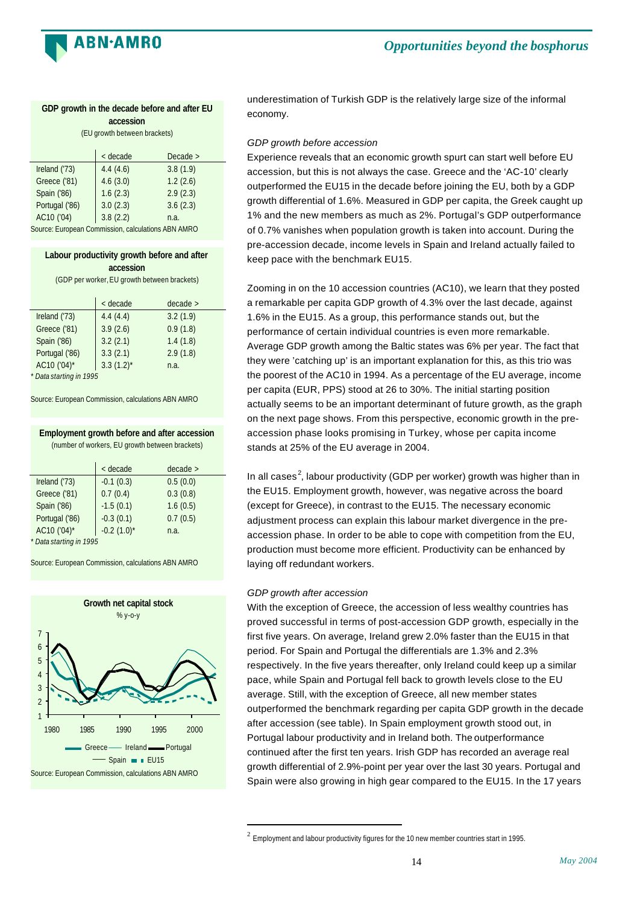**GDP growth in the decade before and after EU accession**
(EU growth between brackets)

| | < decade | Decade > |
|---|---|---|
| Ireland ('73) | 4.4 (4.6) | 3.8 (1.9) |
| Greece ('81) | 4.6 (3.0) | 1.2 (2.6) |
| Spain ('86) | 1.6 (2.3) | 2.9 (2.3) |
| Portugal ('86) | 3.0 (2.3) | 3.6 (2.3) |
| AC10 ('04) | 3.8 (2.2) | n.a. |

Source: European Commission, calculations ABN AMRO

**Labour productivity growth before and after accession**
(GDP per worker, EU growth between brackets)

| | < decade | decade > |
|---|---|---|
| Ireland ('73) | 4.4 (4.4) | 3.2 (1.9) |
| Greece ('81) | 3.9 (2.6) | 0.9 (1.8) |
| Spain ('86) | 3.2 (2.1) | 1.4 (1.8) |
| Portugal ('86) | 3.3 (2.1) | 2.9 (1.8) |
| AC10 ('04)* | 3.3 (1.2)* | n.a. |

\* Data starting in 1995

Source: European Commission, calculations ABN AMRO

**Employment growth before and after accession**
(number of workers, EU growth between brackets)

| | < decade | decade > |
|---|---|---|
| Ireland ('73) | -0.1 (0.3) | 0.5 (0.0) |
| Greece ('81) | 0.7 (0.4) | 0.3 (0.8) |
| Spain ('86) | -1.5 (0.1) | 1.6 (0.5) |
| Portugal ('86) | -0.3 (0.1) | 0.7 (0.5) |
| AC10 ('04)* | -0.2 (1.0)* | n.a. |

\* Data starting in 1995

Source: European Commission, calculations ABN AMRO

**Growth net capital stock**
% y-o-y

Source: European Commission, calculations ABN AMRO

underestimation of Turkish GDP is the relatively large size of the informal economy.

*GDP growth before accession*

Experience reveals that an economic growth spurt can start well before EU accession, but this is not always the case. Greece and the 'AC-10' clearly outperformed the EU15 in the decade before joining the EU, both by a GDP growth differential of 1.6%. Measured in GDP per capita, the Greek caught up 1% and the new members as much as 2%. Portugal's GDP outperformance of 0.7% vanishes when population growth is taken into account. During the pre-accession decade, income levels in Spain and Ireland actually failed to keep pace with the benchmark EU15.

Zooming in on the 10 accession countries (AC10), we learn that they posted a remarkable per capita GDP growth of 4.3% over the last decade, against 1.6% in the EU15. As a group, this performance stands out, but the performance of certain individual countries is even more remarkable. Average GDP growth among the Baltic states was 6% per year. The fact that they were 'catching up' is an important explanation for this, as this trio was the poorest of the AC10 in 1994. As a percentage of the EU average, income per capita (EUR, PPS) stood at 26 to 30%. The initial starting position actually seems to be an important determinant of future growth, as the graph on the next page shows. From this perspective, economic growth in the pre-accession phase looks promising in Turkey, whose per capita income stands at 25% of the EU average in 2004.

In all cases[2], labour productivity (GDP per worker) growth was higher than in the EU15. Employment growth, however, was negative across the board (except for Greece), in contrast to the EU15. The necessary economic adjustment process can explain this labour market divergence in the pre-accession phase. In order to be able to cope with competition from the EU, production must become more efficient. Productivity can be enhanced by laying off redundant workers.

*GDP growth after accession*

With the exception of Greece, the accession of less wealthy countries has proved successful in terms of post-accession GDP growth, especially in the first five years. On average, Ireland grew 2.0% faster than the EU15 in that period. For Spain and Portugal the differentials are 1.3% and 2.3% respectively. In the five years thereafter, only Ireland could keep up a similar pace, while Spain and Portugal fell back to growth levels close to the EU average. Still, with the exception of Greece, all new member states outperformed the benchmark regarding per capita GDP growth in the decade after accession (see table). In Spain employment growth stood out, in Portugal labour productivity and in Ireland both. The outperformance continued after the first ten years. Irish GDP has recorded an average real growth differential of 2.9%-point per year over the last 30 years. Portugal and Spain were also growing in high gear compared to the EU15. In the 17 years

[2] Employment and labour productivity figures for the 10 new member countries start in 1995.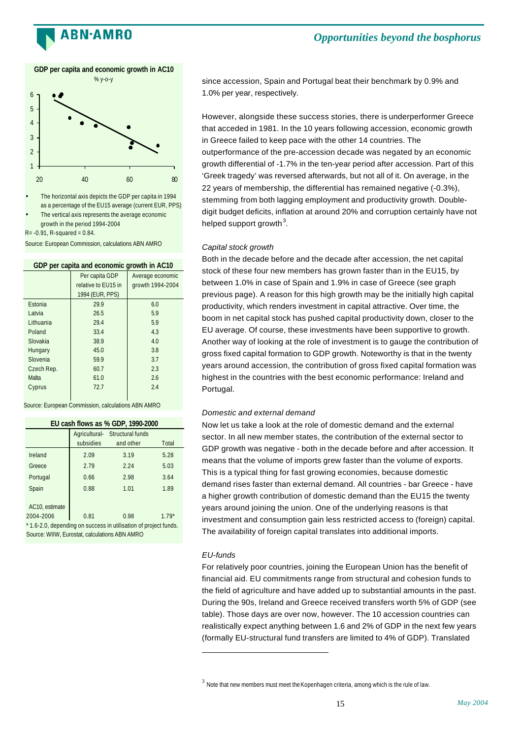**GDP per capita and economic growth in AC10**

% y-o-y

- The horizontal axis depicts the GDP per capita in 1994 as a percentage of the EU15 average (current EUR, PPS)
- The vertical axis represents the average economic growth in the period 1994-2004

R= -0.91, R-squared = 0.84.

Source: European Commission, calculations ABN AMRO

**GDP per capita and economic growth in AC10**

| | Per capita GDP relative to EU15 in 1994 (EUR, PPS) | Average economic growth 1994-2004 |
|---|---|---|
| Estonia | 29.9 | 6.0 |
| Latvia | 26.5 | 5.9 |
| Lithuania | 29.4 | 5.9 |
| Poland | 33.4 | 4.3 |
| Slovakia | 38.9 | 4.0 |
| Hungary | 45.0 | 3.8 |
| Slovenia | 59.9 | 3.7 |
| Czech Rep. | 60.7 | 2.3 |
| Malta | 61.0 | 2.6 |
| Cyprus | 72.7 | 2.4 |

Source: European Commission, calculations ABN AMRO

**EU cash flows as % GDP, 1990-2000**

| | Agricultural-subsidies | Structural funds and other | Total |
|---|---|---|---|
| Ireland | 2.09 | 3.19 | 5.28 |
| Greece | 2.79 | 2.24 | 5.03 |
| Portugal | 0.66 | 2.98 | 3.64 |
| Spain | 0.88 | 1.01 | 1.89 |
| AC10, estimate 2004-2006 | 0.81 | 0.98 | 1.79* |

\* 1.6-2.0, depending on success in utilisation of project funds.

Source: WIIW, Eurostat, calculations ABN AMRO

since accession, Spain and Portugal beat their benchmark by 0.9% and 1.0% per year, respectively.

However, alongside these success stories, there is underperformer Greece that acceded in 1981. In the 10 years following accession, economic growth in Greece failed to keep pace with the other 14 countries. The outperformance of the pre-accession decade was negated by an economic growth differential of -1.7% in the ten-year period after accession. Part of this 'Greek tragedy' was reversed afterwards, but not all of it. On average, in the 22 years of membership, the differential has remained negative (-0.3%), stemming from both lagging employment and productivity growth. Double-digit budget deficits, inflation at around 20% and corruption certainly have not helped support growth[3].

*Capital stock growth*

Both in the decade before and the decade after accession, the net capital stock of these four new members has grown faster than in the EU15, by between 1.0% in case of Spain and 1.9% in case of Greece (see graph previous page). A reason for this high growth may be the initially high capital productivity, which renders investment in capital attractive. Over time, the boom in net capital stock has pushed capital productivity down, closer to the EU average. Of course, these investments have been supportive to growth. Another way of looking at the role of investment is to gauge the contribution of gross fixed capital formation to GDP growth. Noteworthy is that in the twenty years around accession, the contribution of gross fixed capital formation was highest in the countries with the best economic performance: Ireland and Portugal.

*Domestic and external demand*

Now let us take a look at the role of domestic demand and the external sector. In all new member states, the contribution of the external sector to GDP growth was negative - both in the decade before and after accession. It means that the volume of imports grew faster than the volume of exports. This is a typical thing for fast growing economies, because domestic demand rises faster than external demand. All countries - bar Greece - have a higher growth contribution of domestic demand than the EU15 the twenty years around joining the union. One of the underlying reasons is that investment and consumption gain less restricted access to (foreign) capital. The availability of foreign capital translates into additional imports.

*EU-funds*

For relatively poor countries, joining the European Union has the benefit of financial aid. EU commitments range from structural and cohesion funds to the field of agriculture and have added up to substantial amounts in the past. During the 90s, Ireland and Greece received transfers worth 5% of GDP (see table). Those days are over now, however. The 10 accession countries can realistically expect anything between 1.6 and 2% of GDP in the next few years (formally EU-structural fund transfers are limited to 4% of GDP). Translated

[3] Note that new members must meet the Kopenhagen criteria, among which is the rule of law.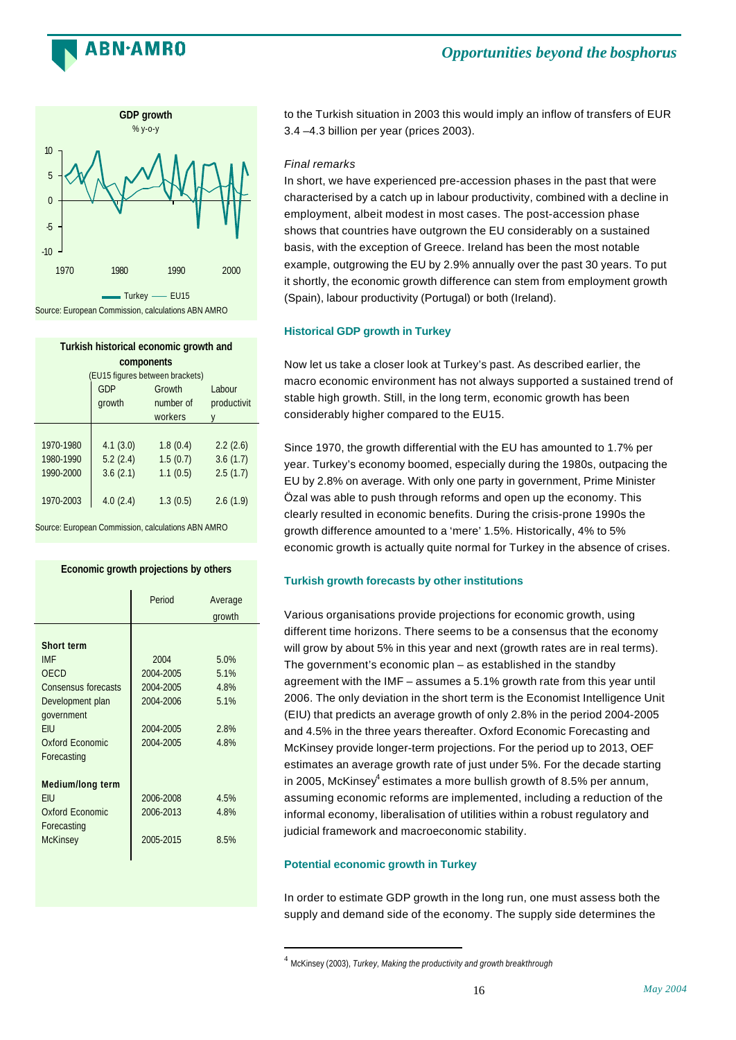**GDP growth**
% y-o-y

Source: European Commission, calculations ABN AMRO

**Turkish historical economic growth and components**
(EU15 figures between brackets)

| | GDP growth | Growth number of workers | Labour productivity |
|---|---|---|---|
| 1970-1980 | 4.1 (3.0) | 1.8 (0.4) | 2.2 (2.6) |
| 1980-1990 | 5.2 (2.4) | 1.5 (0.7) | 3.6 (1.7) |
| 1990-2000 | 3.6 (2.1) | 1.1 (0.5) | 2.5 (1.7) |
| 1970-2003 | 4.0 (2.4) | 1.3 (0.5) | 2.6 (1.9) |

Source: European Commission, calculations ABN AMRO

**Economic growth projections by others**

| | Period | Average growth |
|---|---|---|
| **Short term** | | |
| IMF | 2004 | 5.0% |
| OECD | 2004-2005 | 5.1% |
| Consensus forecasts | 2004-2005 | 4.8% |
| Development plan government | 2004-2006 | 5.1% |
| EIU | 2004-2005 | 2.8% |
| Oxford Economic Forecasting | 2004-2005 | 4.8% |
| **Medium/long term** | | |
| EIU | 2006-2008 | 4.5% |
| Oxford Economic Forecasting | 2006-2013 | 4.8% |
| McKinsey | 2005-2015 | 8.5% |

to the Turkish situation in 2003 this would imply an inflow of transfers of EUR 3.4 –4.3 billion per year (prices 2003).

*Final remarks*

In short, we have experienced pre-accession phases in the past that were characterised by a catch up in labour productivity, combined with a decline in employment, albeit modest in most cases. The post-accession phase shows that countries have outgrown the EU considerably on a sustained basis, with the exception of Greece. Ireland has been the most notable example, outgrowing the EU by 2.9% annually over the past 30 years. To put it shortly, the economic growth difference can stem from employment growth (Spain), labour productivity (Portugal) or both (Ireland).

### Historical GDP growth in Turkey

Now let us take a closer look at Turkey's past. As described earlier, the macro economic environment has not always supported a sustained trend of stable high growth. Still, in the long term, economic growth has been considerably higher compared to the EU15.

Since 1970, the growth differential with the EU has amounted to 1.7% per year. Turkey's economy boomed, especially during the 1980s, outpacing the EU by 2.8% on average. With only one party in government, Prime Minister Özal was able to push through reforms and open up the economy. This clearly resulted in economic benefits. During the crisis-prone 1990s the growth difference amounted to a 'mere' 1.5%. Historically, 4% to 5% economic growth is actually quite normal for Turkey in the absence of crises.

### Turkish growth forecasts by other institutions

Various organisations provide projections for economic growth, using different time horizons. There seems to be a consensus that the economy will grow by about 5% in this year and next (growth rates are in real terms). The government's economic plan – as established in the standby agreement with the IMF – assumes a 5.1% growth rate from this year until 2006. The only deviation in the short term is the Economist Intelligence Unit (EIU) that predicts an average growth of only 2.8% in the period 2004-2005 and 4.5% in the three years thereafter. Oxford Economic Forecasting and McKinsey provide longer-term projections. For the period up to 2013, OEF estimates an average growth rate of just under 5%. For the decade starting in 2005, McKinsey[4] estimates a more bullish growth of 8.5% per annum, assuming economic reforms are implemented, including a reduction of the informal economy, liberalisation of utilities within a robust regulatory and judicial framework and macroeconomic stability.

### Potential economic growth in Turkey

In order to estimate GDP growth in the long run, one must assess both the supply and demand side of the economy. The supply side determines the

[4] McKinsey (2003), *Turkey, Making the productivity and growth breakthrough*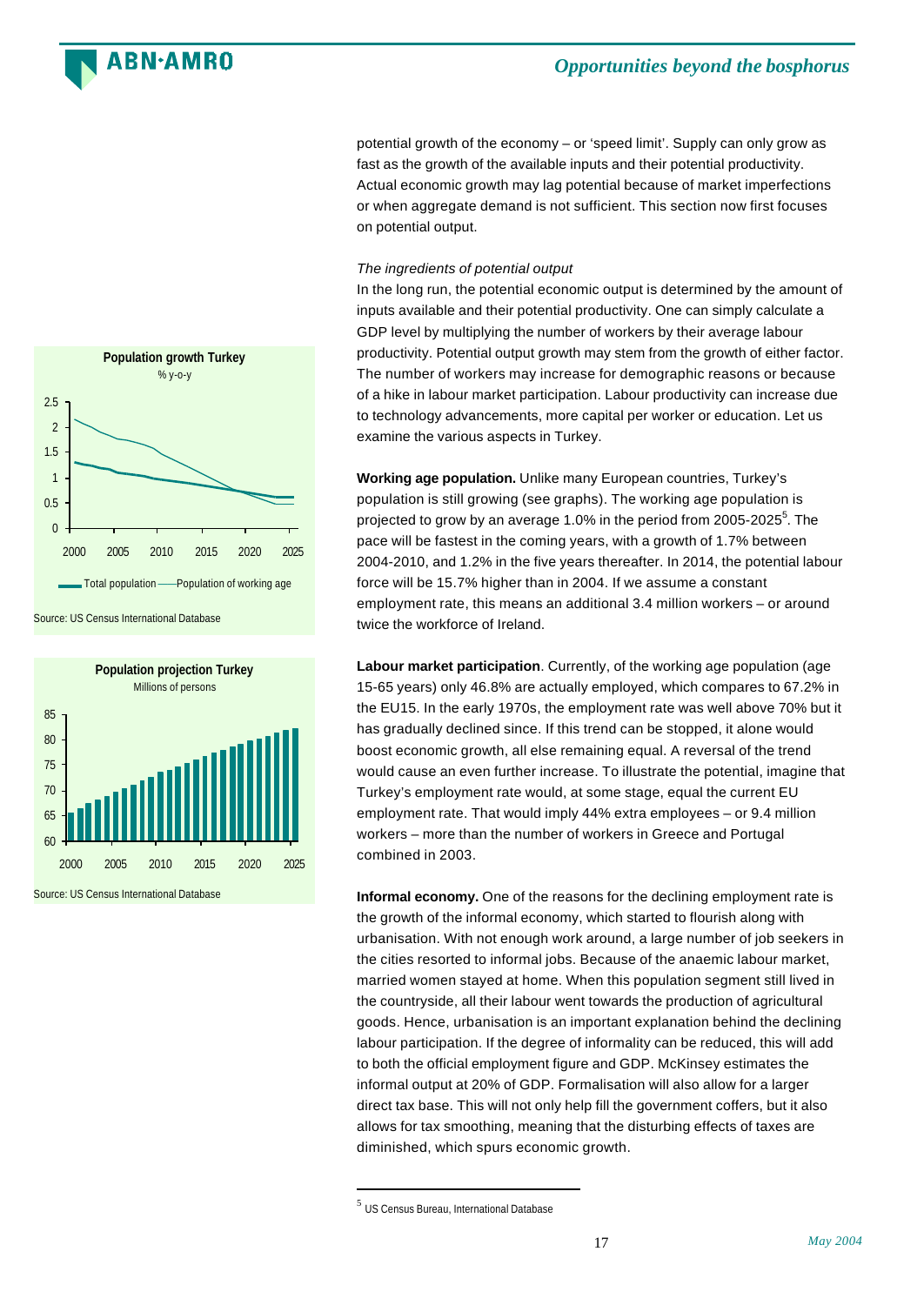potential growth of the economy – or 'speed limit'. Supply can only grow as fast as the growth of the available inputs and their potential productivity. Actual economic growth may lag potential because of market imperfections or when aggregate demand is not sufficient. This section now first focuses on potential output.

*The ingredients of potential output*

In the long run, the potential economic output is determined by the amount of inputs available and their potential productivity. One can simply calculate a GDP level by multiplying the number of workers by their average labour productivity. Potential output growth may stem from the growth of either factor. The number of workers may increase for demographic reasons or because of a hike in labour market participation. Labour productivity can increase due to technology advancements, more capital per worker or education. Let us examine the various aspects in Turkey.

**Population growth Turkey**
% y-o-y

Total population — Population of working age

Source: US Census International Database

**Population projection Turkey**
Millions of persons

Source: US Census International Database

**Working age population.** Unlike many European countries, Turkey's population is still growing (see graphs). The working age population is projected to grow by an average 1.0% in the period from 2005-2025[5]. The pace will be fastest in the coming years, with a growth of 1.7% between 2004-2010, and 1.2% in the five years thereafter. In 2014, the potential labour force will be 15.7% higher than in 2004. If we assume a constant employment rate, this means an additional 3.4 million workers – or around twice the workforce of Ireland.

**Labour market participation**. Currently, of the working age population (age 15-65 years) only 46.8% are actually employed, which compares to 67.2% in the EU15. In the early 1970s, the employment rate was well above 70% but it has gradually declined since. If this trend can be stopped, it alone would boost economic growth, all else remaining equal. A reversal of the trend would cause an even further increase. To illustrate the potential, imagine that Turkey's employment rate would, at some stage, equal the current EU employment rate. That would imply 44% extra employees – or 9.4 million workers – more than the number of workers in Greece and Portugal combined in 2003.

**Informal economy.** One of the reasons for the declining employment rate is the growth of the informal economy, which started to flourish along with urbanisation. With not enough work around, a large number of job seekers in the cities resorted to informal jobs. Because of the anaemic labour market, married women stayed at home. When this population segment still lived in the countryside, all their labour went towards the production of agricultural goods. Hence, urbanisation is an important explanation behind the declining labour participation. If the degree of informality can be reduced, this will add to both the official employment figure and GDP. McKinsey estimates the informal output at 20% of GDP. Formalisation will also allow for a larger direct tax base. This will not only help fill the government coffers, but it also allows for tax smoothing, meaning that the disturbing effects of taxes are diminished, which spurs economic growth.

---

[5] US Census Bureau, International Database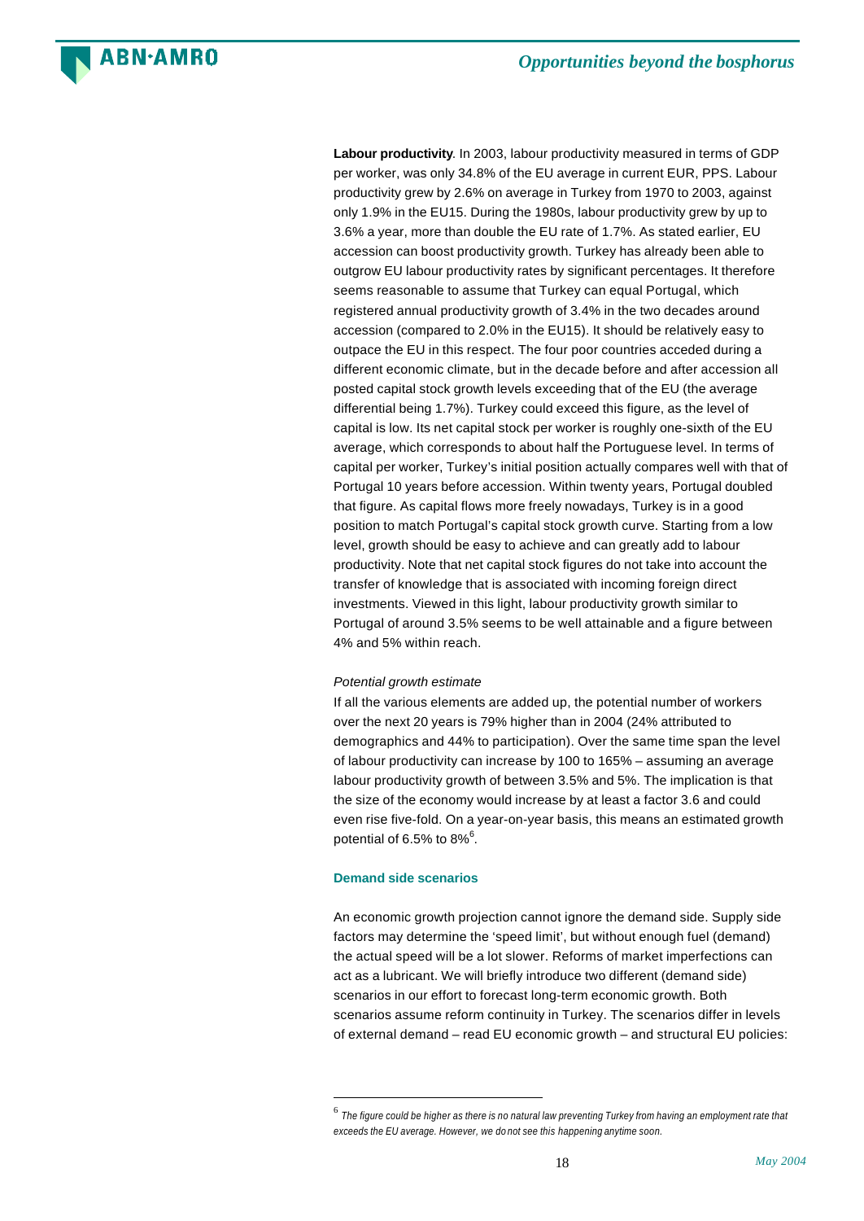**Labour productivity**. In 2003, labour productivity measured in terms of GDP per worker, was only 34.8% of the EU average in current EUR, PPS. Labour productivity grew by 2.6% on average in Turkey from 1970 to 2003, against only 1.9% in the EU15. During the 1980s, labour productivity grew by up to 3.6% a year, more than double the EU rate of 1.7%. As stated earlier, EU accession can boost productivity growth. Turkey has already been able to outgrow EU labour productivity rates by significant percentages. It therefore seems reasonable to assume that Turkey can equal Portugal, which registered annual productivity growth of 3.4% in the two decades around accession (compared to 2.0% in the EU15). It should be relatively easy to outpace the EU in this respect. The four poor countries acceded during a different economic climate, but in the decade before and after accession all posted capital stock growth levels exceeding that of the EU (the average differential being 1.7%). Turkey could exceed this figure, as the level of capital is low. Its net capital stock per worker is roughly one-sixth of the EU average, which corresponds to about half the Portuguese level. In terms of capital per worker, Turkey's initial position actually compares well with that of Portugal 10 years before accession. Within twenty years, Portugal doubled that figure. As capital flows more freely nowadays, Turkey is in a good position to match Portugal's capital stock growth curve. Starting from a low level, growth should be easy to achieve and can greatly add to labour productivity. Note that net capital stock figures do not take into account the transfer of knowledge that is associated with incoming foreign direct investments. Viewed in this light, labour productivity growth similar to Portugal of around 3.5% seems to be well attainable and a figure between 4% and 5% within reach.

*Potential growth estimate*

If all the various elements are added up, the potential number of workers over the next 20 years is 79% higher than in 2004 (24% attributed to demographics and 44% to participation). Over the same time span the level of labour productivity can increase by 100 to 165% – assuming an average labour productivity growth of between 3.5% and 5%. The implication is that the size of the economy would increase by at least a factor 3.6 and could even rise five-fold. On a year-on-year basis, this means an estimated growth potential of 6.5% to 8%[6].

### Demand side scenarios

An economic growth projection cannot ignore the demand side. Supply side factors may determine the 'speed limit', but without enough fuel (demand) the actual speed will be a lot slower. Reforms of market imperfections can act as a lubricant. We will briefly introduce two different (demand side) scenarios in our effort to forecast long-term economic growth. Both scenarios assume reform continuity in Turkey. The scenarios differ in levels of external demand – read EU economic growth – and structural EU policies:

---

[6] *The figure could be higher as there is no natural law preventing Turkey from having an employment rate that exceeds the EU average. However, we do not see this happening anytime soon.*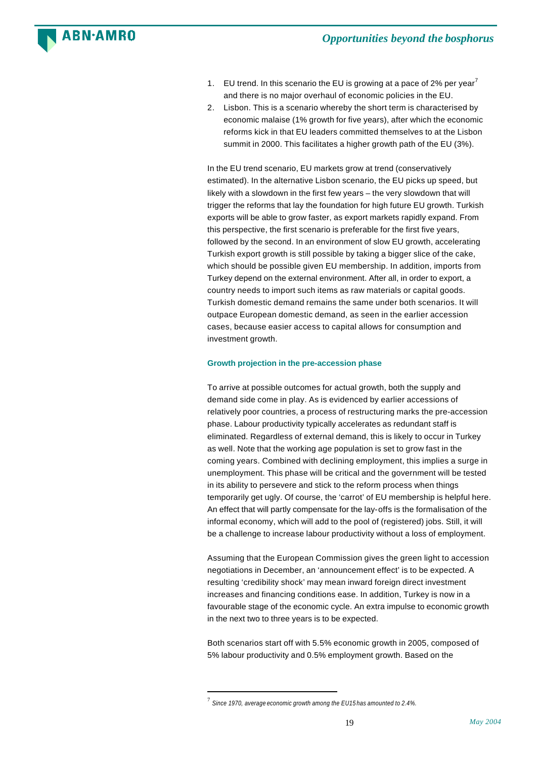1. EU trend. In this scenario the EU is growing at a pace of 2% per year[7] and there is no major overhaul of economic policies in the EU.
2. Lisbon. This is a scenario whereby the short term is characterised by economic malaise (1% growth for five years), after which the economic reforms kick in that EU leaders committed themselves to at the Lisbon summit in 2000. This facilitates a higher growth path of the EU (3%).

In the EU trend scenario, EU markets grow at trend (conservatively estimated). In the alternative Lisbon scenario, the EU picks up speed, but likely with a slowdown in the first few years – the very slowdown that will trigger the reforms that lay the foundation for high future EU growth. Turkish exports will be able to grow faster, as export markets rapidly expand. From this perspective, the first scenario is preferable for the first five years, followed by the second. In an environment of slow EU growth, accelerating Turkish export growth is still possible by taking a bigger slice of the cake, which should be possible given EU membership. In addition, imports from Turkey depend on the external environment. After all, in order to export, a country needs to import such items as raw materials or capital goods. Turkish domestic demand remains the same under both scenarios. It will outpace European domestic demand, as seen in the earlier accession cases, because easier access to capital allows for consumption and investment growth.

### Growth projection in the pre-accession phase

To arrive at possible outcomes for actual growth, both the supply and demand side come in play. As is evidenced by earlier accessions of relatively poor countries, a process of restructuring marks the pre-accession phase. Labour productivity typically accelerates as redundant staff is eliminated. Regardless of external demand, this is likely to occur in Turkey as well. Note that the working age population is set to grow fast in the coming years. Combined with declining employment, this implies a surge in unemployment. This phase will be critical and the government will be tested in its ability to persevere and stick to the reform process when things temporarily get ugly. Of course, the 'carrot' of EU membership is helpful here. An effect that will partly compensate for the lay-offs is the formalisation of the informal economy, which will add to the pool of (registered) jobs. Still, it will be a challenge to increase labour productivity without a loss of employment.

Assuming that the European Commission gives the green light to accession negotiations in December, an 'announcement effect' is to be expected. A resulting 'credibility shock' may mean inward foreign direct investment increases and financing conditions ease. In addition, Turkey is now in a favourable stage of the economic cycle. An extra impulse to economic growth in the next two to three years is to be expected.

Both scenarios start off with 5.5% economic growth in 2005, composed of 5% labour productivity and 0.5% employment growth. Based on the

---

[7] *Since 1970, average economic growth among the EU15 has amounted to 2.4%.*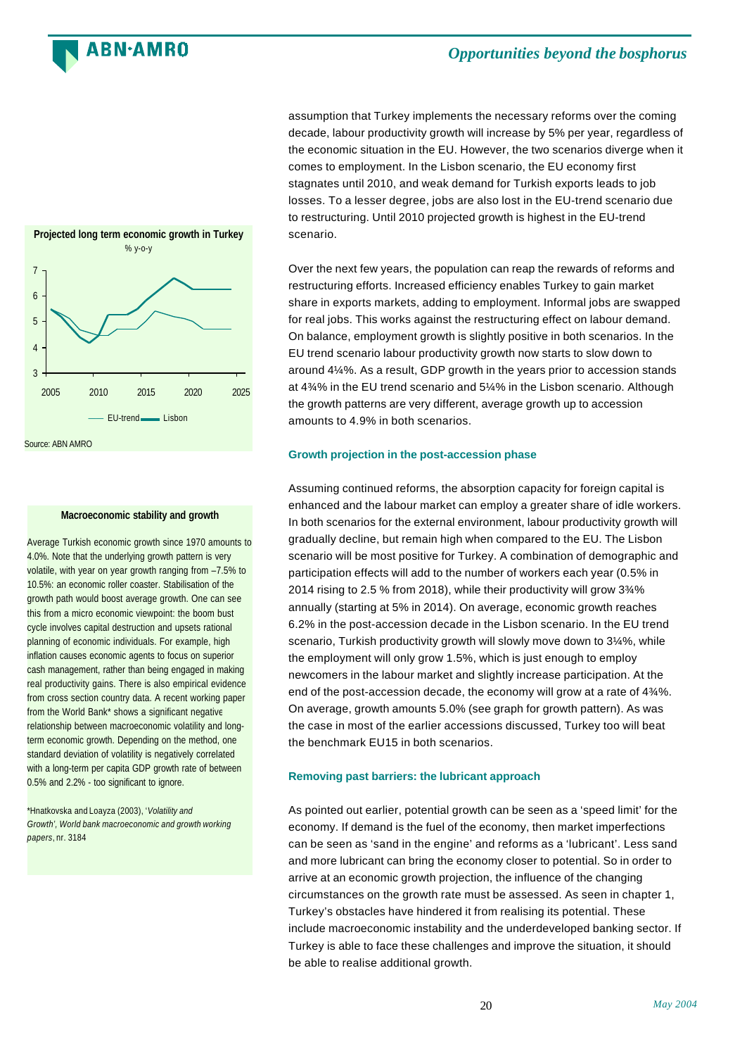assumption that Turkey implements the necessary reforms over the coming decade, labour productivity growth will increase by 5% per year, regardless of the economic situation in the EU. However, the two scenarios diverge when it comes to employment. In the Lisbon scenario, the EU economy first stagnates until 2010, and weak demand for Turkish exports leads to job losses. To a lesser degree, jobs are also lost in the EU-trend scenario due to restructuring. Until 2010 projected growth is highest in the EU-trend scenario.

Over the next few years, the population can reap the rewards of reforms and restructuring efforts. Increased efficiency enables Turkey to gain market share in exports markets, adding to employment. Informal jobs are swapped for real jobs. This works against the restructuring effect on labour demand. On balance, employment growth is slightly positive in both scenarios. In the EU trend scenario labour productivity growth now starts to slow down to around 4¼%. As a result, GDP growth in the years prior to accession stands at 4¾% in the EU trend scenario and 5¼% in the Lisbon scenario. Although the growth patterns are very different, average growth up to accession amounts to 4.9% in both scenarios.

**Projected long term economic growth in Turkey**

% y-o-y

Source: ABN AMRO

### Growth projection in the post-accession phase

Assuming continued reforms, the absorption capacity for foreign capital is enhanced and the labour market can employ a greater share of idle workers. In both scenarios for the external environment, labour productivity growth will gradually decline, but remain high when compared to the EU. The Lisbon scenario will be most positive for Turkey. A combination of demographic and participation effects will add to the number of workers each year (0.5% in 2014 rising to 2.5 % from 2018), while their productivity will grow 3¾% annually (starting at 5% in 2014). On average, economic growth reaches 6.2% in the post-accession decade in the Lisbon scenario. In the EU trend scenario, Turkish productivity growth will slowly move down to 3¼%, while the employment will only grow 1.5%, which is just enough to employ newcomers in the labour market and slightly increase participation. At the end of the post-accession decade, the economy will grow at a rate of 4¾%. On average, growth amounts 5.0% (see graph for growth pattern). As was the case in most of the earlier accessions discussed, Turkey too will beat the benchmark EU15 in both scenarios.

**Macroeconomic stability and growth**

Average Turkish economic growth since 1970 amounts to 4.0%. Note that the underlying growth pattern is very volatile, with year on year growth ranging from –7.5% to 10.5%: an economic roller coaster. Stabilisation of the growth path would boost average growth. One can see this from a micro economic viewpoint: the boom bust cycle involves capital destruction and upsets rational planning of economic individuals. For example, high inflation causes economic agents to focus on superior cash management, rather than being engaged in making real productivity gains. There is also empirical evidence from cross section country data. A recent working paper from the World Bank* shows a significant negative relationship between macroeconomic volatility and long-term economic growth. Depending on the method, one standard deviation of volatility is negatively correlated with a long-term per capita GDP growth rate of between 0.5% and 2.2% - too significant to ignore.

*Hnatkovska and Loayza (2003), '*Volatility and Growth', World bank macroeconomic and growth working papers*, nr. 3184

### Removing past barriers: the lubricant approach

As pointed out earlier, potential growth can be seen as a 'speed limit' for the economy. If demand is the fuel of the economy, then market imperfections can be seen as 'sand in the engine' and reforms as a 'lubricant'. Less sand and more lubricant can bring the economy closer to potential. So in order to arrive at an economic growth projection, the influence of the changing circumstances on the growth rate must be assessed. As seen in chapter 1, Turkey's obstacles have hindered it from realising its potential. These include macroeconomic instability and the underdeveloped banking sector. If Turkey is able to face these challenges and improve the situation, it should be able to realise additional growth.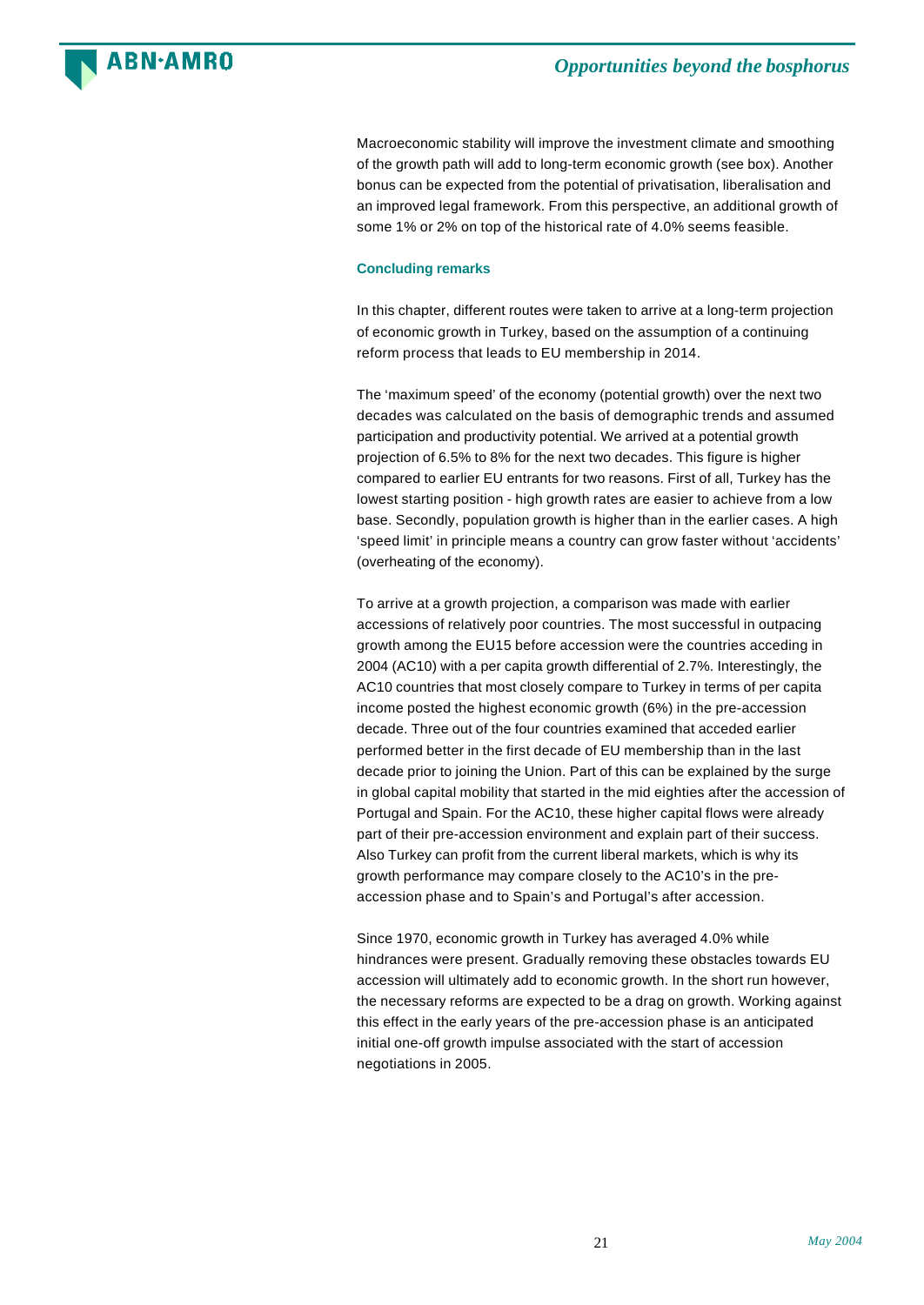Macroeconomic stability will improve the investment climate and smoothing of the growth path will add to long-term economic growth (see box). Another bonus can be expected from the potential of privatisation, liberalisation and an improved legal framework. From this perspective, an additional growth of some 1% or 2% on top of the historical rate of 4.0% seems feasible.

### Concluding remarks

In this chapter, different routes were taken to arrive at a long-term projection of economic growth in Turkey, based on the assumption of a continuing reform process that leads to EU membership in 2014.

The 'maximum speed' of the economy (potential growth) over the next two decades was calculated on the basis of demographic trends and assumed participation and productivity potential. We arrived at a potential growth projection of 6.5% to 8% for the next two decades. This figure is higher compared to earlier EU entrants for two reasons. First of all, Turkey has the lowest starting position - high growth rates are easier to achieve from a low base. Secondly, population growth is higher than in the earlier cases. A high 'speed limit' in principle means a country can grow faster without 'accidents' (overheating of the economy).

To arrive at a growth projection, a comparison was made with earlier accessions of relatively poor countries. The most successful in outpacing growth among the EU15 before accession were the countries acceding in 2004 (AC10) with a per capita growth differential of 2.7%. Interestingly, the AC10 countries that most closely compare to Turkey in terms of per capita income posted the highest economic growth (6%) in the pre-accession decade. Three out of the four countries examined that acceded earlier performed better in the first decade of EU membership than in the last decade prior to joining the Union. Part of this can be explained by the surge in global capital mobility that started in the mid eighties after the accession of Portugal and Spain. For the AC10, these higher capital flows were already part of their pre-accession environment and explain part of their success. Also Turkey can profit from the current liberal markets, which is why its growth performance may compare closely to the AC10's in the pre-accession phase and to Spain's and Portugal's after accession.

Since 1970, economic growth in Turkey has averaged 4.0% while hindrances were present. Gradually removing these obstacles towards EU accession will ultimately add to economic growth. In the short run however, the necessary reforms are expected to be a drag on growth. Working against this effect in the early years of the pre-accession phase is an anticipated initial one-off growth impulse associated with the start of accession negotiations in 2005.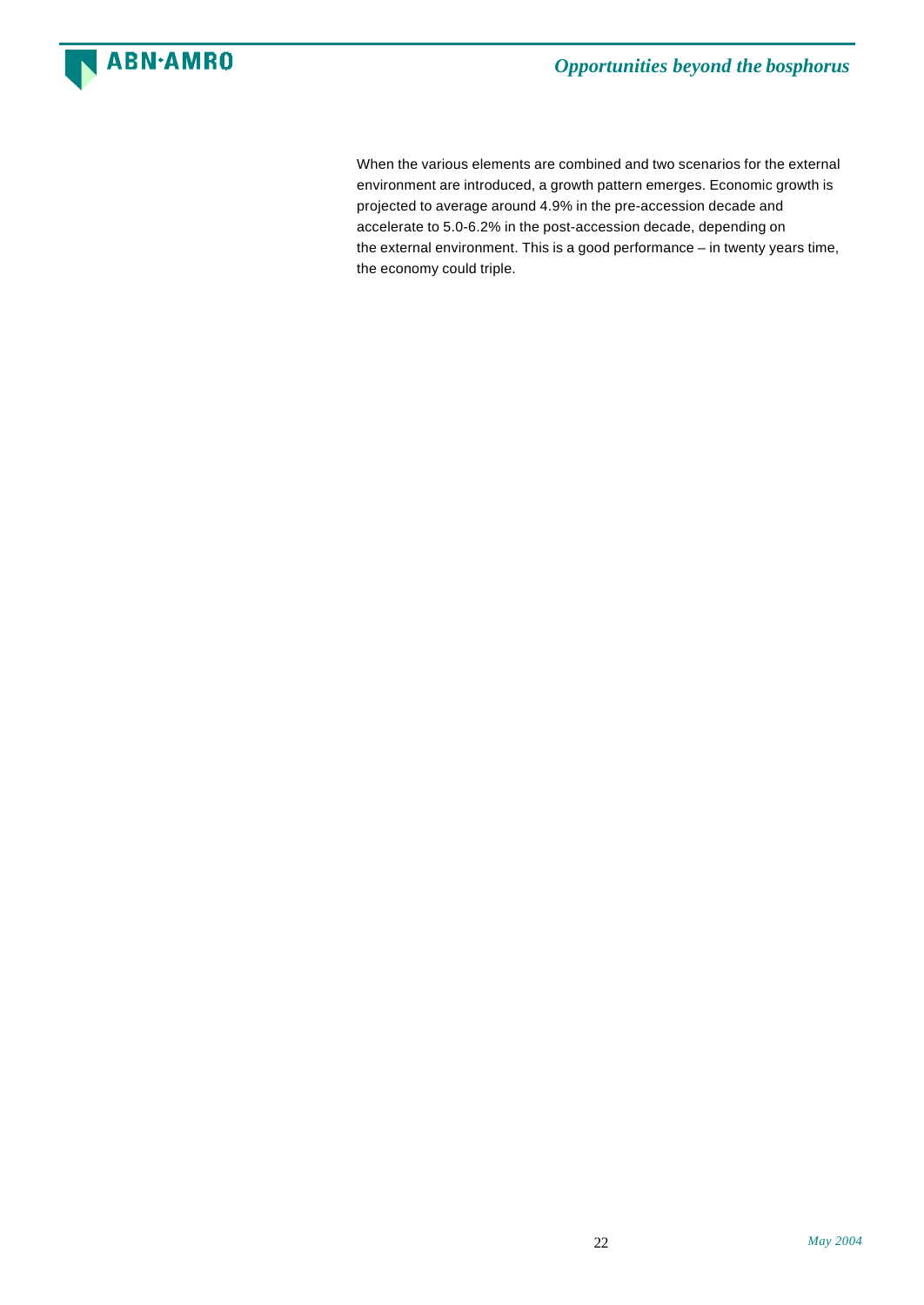When the various elements are combined and two scenarios for the external environment are introduced, a growth pattern emerges. Economic growth is projected to average around 4.9% in the pre-accession decade and accelerate to 5.0-6.2% in the post-accession decade, depending on the external environment. This is a good performance – in twenty years time, the economy could triple.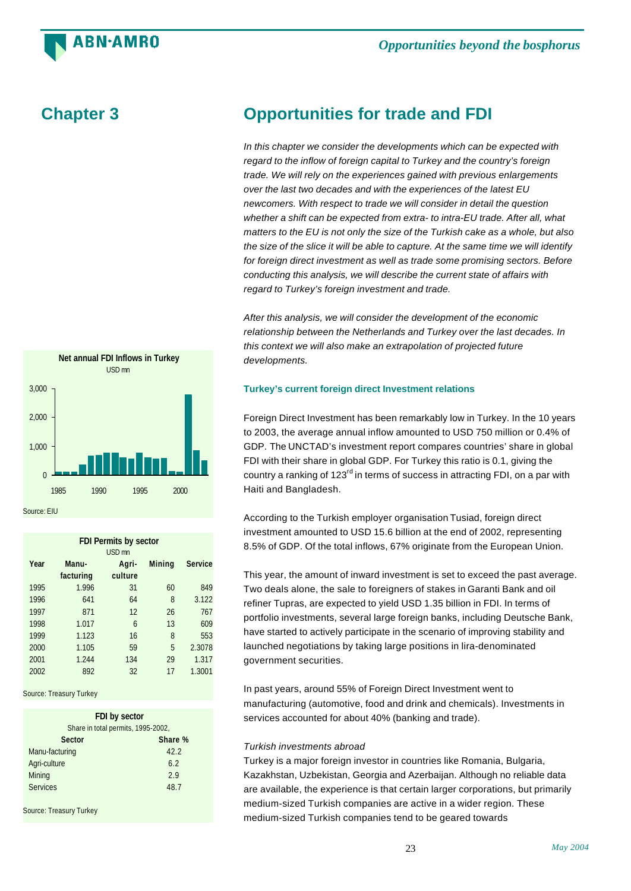## Chapter 3

# Opportunities for trade and FDI

*In this chapter we consider the developments which can be expected with regard to the inflow of foreign capital to Turkey and the country's foreign trade. We will rely on the experiences gained with previous enlargements over the last two decades and with the experiences of the latest EU newcomers. With respect to trade we will consider in detail the question whether a shift can be expected from extra- to intra-EU trade. After all, what matters to the EU is not only the size of the Turkish cake as a whole, but also the size of the slice it will be able to capture. At the same time we will identify for foreign direct investment as well as trade some promising sectors. Before conducting this analysis, we will describe the current state of affairs with regard to Turkey's foreign investment and trade.*

*After this analysis, we will consider the development of the economic relationship between the Netherlands and Turkey over the last decades. In this context we will also make an extrapolation of projected future developments.*

**Net annual FDI Inflows in Turkey**
USD mn

Source: EIU

**FDI Permits by sector**
USD mn

| Year | Manu-facturing | Agri-culture | Mining | Service |
|---|---|---|---|---|
| 1995 | 1.996 | 31 | 60 | 849 |
| 1996 | 641 | 64 | 8 | 3.122 |
| 1997 | 871 | 12 | 26 | 767 |
| 1998 | 1.017 | 6 | 13 | 609 |
| 1999 | 1.123 | 16 | 8 | 553 |
| 2000 | 1.105 | 59 | 5 | 2.3078 |
| 2001 | 1.244 | 134 | 29 | 1.317 |
| 2002 | 892 | 32 | 17 | 1.3001 |

Source: Treasury Turkey

**FDI by sector**
Share in total permits, 1995-2002,

| Sector | Share % |
|---|---|
| Manu-facturing | 42.2 |
| Agri-culture | 6.2 |
| Mining | 2.9 |
| Services | 48.7 |

Source: Treasury Turkey

### Turkey's current foreign direct Investment relations

Foreign Direct Investment has been remarkably low in Turkey. In the 10 years to 2003, the average annual inflow amounted to USD 750 million or 0.4% of GDP. The UNCTAD's investment report compares countries' share in global FDI with their share in global GDP. For Turkey this ratio is 0.1, giving the country a ranking of 123rd in terms of success in attracting FDI, on a par with Haiti and Bangladesh.

According to the Turkish employer organisation Tusiad, foreign direct investment amounted to USD 15.6 billion at the end of 2002, representing 8.5% of GDP. Of the total inflows, 67% originate from the European Union.

This year, the amount of inward investment is set to exceed the past average. Two deals alone, the sale to foreigners of stakes in Garanti Bank and oil refiner Tupras, are expected to yield USD 1.35 billion in FDI. In terms of portfolio investments, several large foreign banks, including Deutsche Bank, have started to actively participate in the scenario of improving stability and launched negotiations by taking large positions in lira-denominated government securities.

In past years, around 55% of Foreign Direct Investment went to manufacturing (automotive, food and drink and chemicals). Investments in services accounted for about 40% (banking and trade).

*Turkish investments abroad*

Turkey is a major foreign investor in countries like Romania, Bulgaria, Kazakhstan, Uzbekistan, Georgia and Azerbaijan. Although no reliable data are available, the experience is that certain larger corporations, but primarily medium-sized Turkish companies are active in a wider region. These medium-sized Turkish companies tend to be geared towards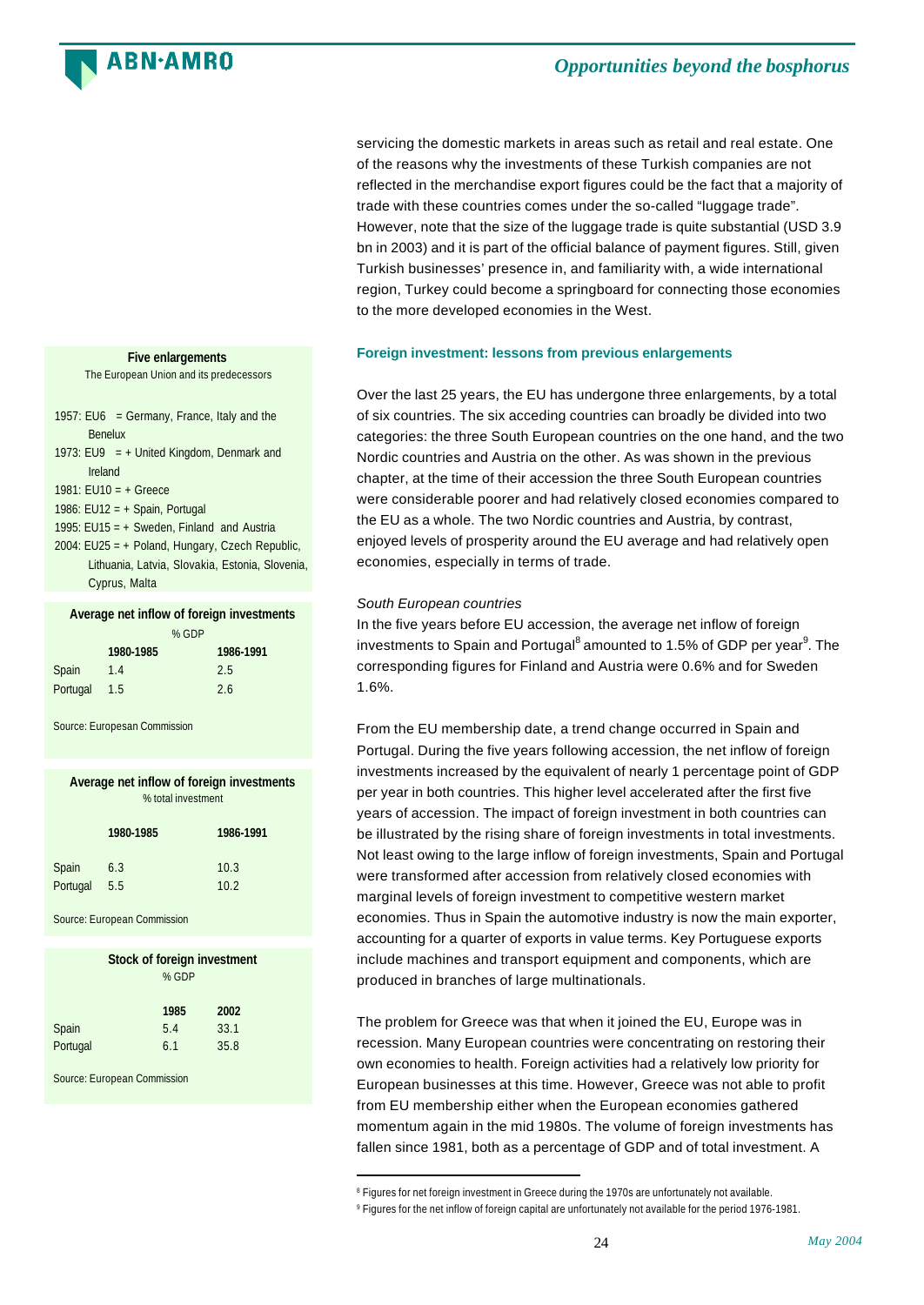servicing the domestic markets in areas such as retail and real estate. One of the reasons why the investments of these Turkish companies are not reflected in the merchandise export figures could be the fact that a majority of trade with these countries comes under the so-called "luggage trade". However, note that the size of the luggage trade is quite substantial (USD 3.9 bn in 2003) and it is part of the official balance of payment figures. Still, given Turkish businesses' presence in, and familiarity with, a wide international region, Turkey could become a springboard for connecting those economies to the more developed economies in the West.

**Five enlargements**

The European Union and its predecessors

- 1957: EU6 = Germany, France, Italy and the Benelux
- 1973: EU9 = + United Kingdom, Denmark and Ireland
- 1981: EU10 = + Greece
- 1986: EU12 = + Spain, Portugal
- 1995: EU15 = + Sweden, Finland and Austria
- 2004: EU25 = + Poland, Hungary, Czech Republic, Lithuania, Latvia, Slovakia, Estonia, Slovenia, Cyprus, Malta

**Average net inflow of foreign investments**

% GDP

| | 1980-1985 | 1986-1991 |
|---|---|---|
| Spain | 1.4 | 2.5 |
| Portugal | 1.5 | 2.6 |

Source: Europesan Commission

**Average net inflow of foreign investments**

% total investment

| | 1980-1985 | 1986-1991 |
|---|---|---|
| Spain | 6.3 | 10.3 |
| Portugal | 5.5 | 10.2 |

Source: European Commission

**Stock of foreign investment**

% GDP

| | 1985 | 2002 |
|---|---|---|
| Spain | 5.4 | 33.1 |
| Portugal | 6.1 | 35.8 |

Source: European Commission

## Foreign investment: lessons from previous enlargements

Over the last 25 years, the EU has undergone three enlargements, by a total of six countries. The six acceding countries can broadly be divided into two categories: the three South European countries on the one hand, and the two Nordic countries and Austria on the other. As was shown in the previous chapter, at the time of their accession the three South European countries were considerable poorer and had relatively closed economies compared to the EU as a whole. The two Nordic countries and Austria, by contrast, enjoyed levels of prosperity around the EU average and had relatively open economies, especially in terms of trade.

*South European countries*

In the five years before EU accession, the average net inflow of foreign investments to Spain and Portugal[8] amounted to 1.5% of GDP per year[9]. The corresponding figures for Finland and Austria were 0.6% and for Sweden 1.6%.

From the EU membership date, a trend change occurred in Spain and Portugal. During the five years following accession, the net inflow of foreign investments increased by the equivalent of nearly 1 percentage point of GDP per year in both countries. This higher level accelerated after the first five years of accession. The impact of foreign investment in both countries can be illustrated by the rising share of foreign investments in total investments. Not least owing to the large inflow of foreign investments, Spain and Portugal were transformed after accession from relatively closed economies with marginal levels of foreign investment to competitive western market economies. Thus in Spain the automotive industry is now the main exporter, accounting for a quarter of exports in value terms. Key Portuguese exports include machines and transport equipment and components, which are produced in branches of large multinationals.

The problem for Greece was that when it joined the EU, Europe was in recession. Many European countries were concentrating on restoring their own economies to health. Foreign activities had a relatively low priority for European businesses at this time. However, Greece was not able to profit from EU membership either when the European economies gathered momentum again in the mid 1980s. The volume of foreign investments has fallen since 1981, both as a percentage of GDP and of total investment. A

---

[8] Figures for net foreign investment in Greece during the 1970s are unfortunately not available.

[9] Figures for the net inflow of foreign capital are unfortunately not available for the period 1976-1981.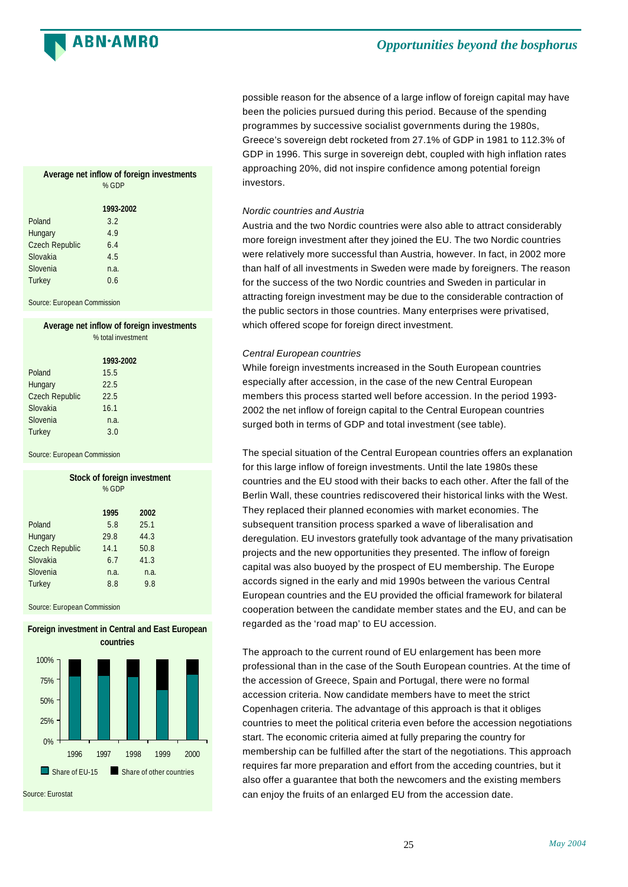possible reason for the absence of a large inflow of foreign capital may have been the policies pursued during this period. Because of the spending programmes by successive socialist governments during the 1980s, Greece's sovereign debt rocketed from 27.1% of GDP in 1981 to 112.3% of GDP in 1996. This surge in sovereign debt, coupled with high inflation rates approaching 20%, did not inspire confidence among potential foreign investors.

*Nordic countries and Austria*

Austria and the two Nordic countries were also able to attract considerably more foreign investment after they joined the EU. The two Nordic countries were relatively more successful than Austria, however. In fact, in 2002 more than half of all investments in Sweden were made by foreigners. The reason for the success of the two Nordic countries and Sweden in particular in attracting foreign investment may be due to the considerable contraction of the public sectors in those countries. Many enterprises were privatised, which offered scope for foreign direct investment.

*Central European countries*

While foreign investments increased in the South European countries especially after accession, in the case of the new Central European members this process started well before accession. In the period 1993-2002 the net inflow of foreign capital to the Central European countries surged both in terms of GDP and total investment (see table).

The special situation of the Central European countries offers an explanation for this large inflow of foreign investments. Until the late 1980s these countries and the EU stood with their backs to each other. After the fall of the Berlin Wall, these countries rediscovered their historical links with the West. They replaced their planned economies with market economies. The subsequent transition process sparked a wave of liberalisation and deregulation. EU investors gratefully took advantage of the many privatisation projects and the new opportunities they presented. The inflow of foreign capital was also buoyed by the prospect of EU membership. The Europe accords signed in the early and mid 1990s between the various Central European countries and the EU provided the official framework for bilateral cooperation between the candidate member states and the EU, and can be regarded as the 'road map' to EU accession.

The approach to the current round of EU enlargement has been more professional than in the case of the South European countries. At the time of the accession of Greece, Spain and Portugal, there were no formal accession criteria. Now candidate members have to meet the strict Copenhagen criteria. The advantage of this approach is that it obliges countries to meet the political criteria even before the accession negotiations start. The economic criteria aimed at fully preparing the country for membership can be fulfilled after the start of the negotiations. This approach requires far more preparation and effort from the acceding countries, but it also offer a guarantee that both the newcomers and the existing members can enjoy the fruits of an enlarged EU from the accession date.

**Average net inflow of foreign investments**
% GDP

| | 1993-2002 |
|---|---|
| Poland | 3.2 |
| Hungary | 4.9 |
| Czech Republic | 6.4 |
| Slovakia | 4.5 |
| Slovenia | n.a. |
| Turkey | 0.6 |

Source: European Commission

**Average net inflow of foreign investments**
% total investment

| | 1993-2002 |
|---|---|
| Poland | 15.5 |
| Hungary | 22.5 |
| Czech Republic | 22.5 |
| Slovakia | 16.1 |
| Slovenia | n.a. |
| Turkey | 3.0 |

Source: European Commission

**Stock of foreign investment**
% GDP

| | 1995 | 2002 |
|---|---|---|
| Poland | 5.8 | 25.1 |
| Hungary | 29.8 | 44.3 |
| Czech Republic | 14.1 | 50.8 |
| Slovakia | 6.7 | 41.3 |
| Slovenia | n.a. | n.a. |
| Turkey | 8.8 | 9.8 |

Source: European Commission

**Foreign investment in Central and East European countries**

Source: Eurostat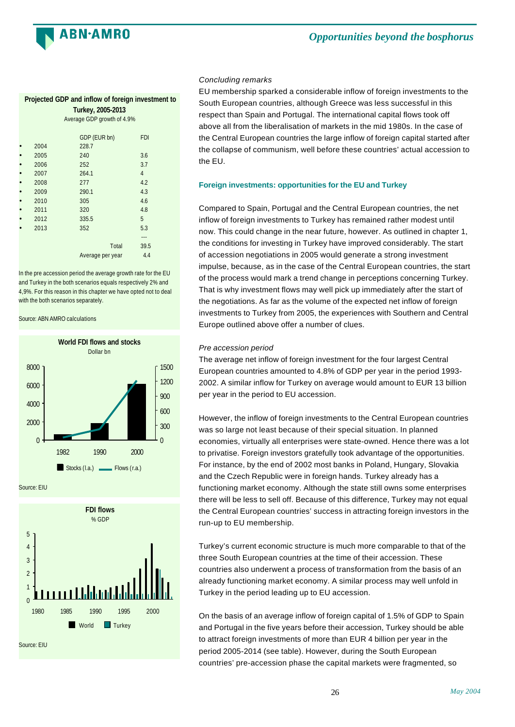**Projected GDP and inflow of foreign investment to Turkey, 2005-2013**

Average GDP growth of 4.9%

| | GDP (EUR bn) | FDI |
|---|---|---|
| 2004 | 228.7 | |
| 2005 | 240 | 3.6 |
| 2006 | 252 | 3.7 |
| 2007 | 264.1 | 4 |
| 2008 | 277 | 4.2 |
| 2009 | 290.1 | 4.3 |
| 2010 | 305 | 4.6 |
| 2011 | 320 | 4.8 |
| 2012 | 335.5 | 5 |
| 2013 | 352 | 5.3 |
| | | --- |
| | Total | 39.5 |
| | Average per year | 4.4 |

In the pre accession period the average growth rate for the EU and Turkey in the both scenarios equals respectively 2% and 4,9%. For this reason in this chapter we have opted not to deal with the both scenarios separately.

Source: ABN AMRO calculations

**World FDI flows and stocks**

Dollar bn

Stocks (l.a.) Flows (r.a.)

Source: EIU

**FDI flows**

% GDP

World Turkey

Source: EIU

*Concluding remarks*

EU membership sparked a considerable inflow of foreign investments to the South European countries, although Greece was less successful in this respect than Spain and Portugal. The international capital flows took off above all from the liberalisation of markets in the mid 1980s. In the case of the Central European countries the large inflow of foreign capital started after the collapse of communism, well before these countries' actual accession to the EU.

### Foreign investments: opportunities for the EU and Turkey

Compared to Spain, Portugal and the Central European countries, the net inflow of foreign investments to Turkey has remained rather modest until now. This could change in the near future, however. As outlined in chapter 1, the conditions for investing in Turkey have improved considerably. The start of accession negotiations in 2005 would generate a strong investment impulse, because, as in the case of the Central European countries, the start of the process would mark a trend change in perceptions concerning Turkey. That is why investment flows may well pick up immediately after the start of the negotiations. As far as the volume of the expected net inflow of foreign investments to Turkey from 2005, the experiences with Southern and Central Europe outlined above offer a number of clues.

*Pre accession period*

The average net inflow of foreign investment for the four largest Central European countries amounted to 4.8% of GDP per year in the period 1993-2002. A similar inflow for Turkey on average would amount to EUR 13 billion per year in the period to EU accession.

However, the inflow of foreign investments to the Central European countries was so large not least because of their special situation. In planned economies, virtually all enterprises were state-owned. Hence there was a lot to privatise. Foreign investors gratefully took advantage of the opportunities. For instance, by the end of 2002 most banks in Poland, Hungary, Slovakia and the Czech Republic were in foreign hands. Turkey already has a functioning market economy. Although the state still owns some enterprises there will be less to sell off. Because of this difference, Turkey may not equal the Central European countries' success in attracting foreign investors in the run-up to EU membership.

Turkey's current economic structure is much more comparable to that of the three South European countries at the time of their accession. These countries also underwent a process of transformation from the basis of an already functioning market economy. A similar process may well unfold in Turkey in the period leading up to EU accession.

On the basis of an average inflow of foreign capital of 1.5% of GDP to Spain and Portugal in the five years before their accession, Turkey should be able to attract foreign investments of more than EUR 4 billion per year in the period 2005-2014 (see table). However, during the South European countries' pre-accession phase the capital markets were fragmented, so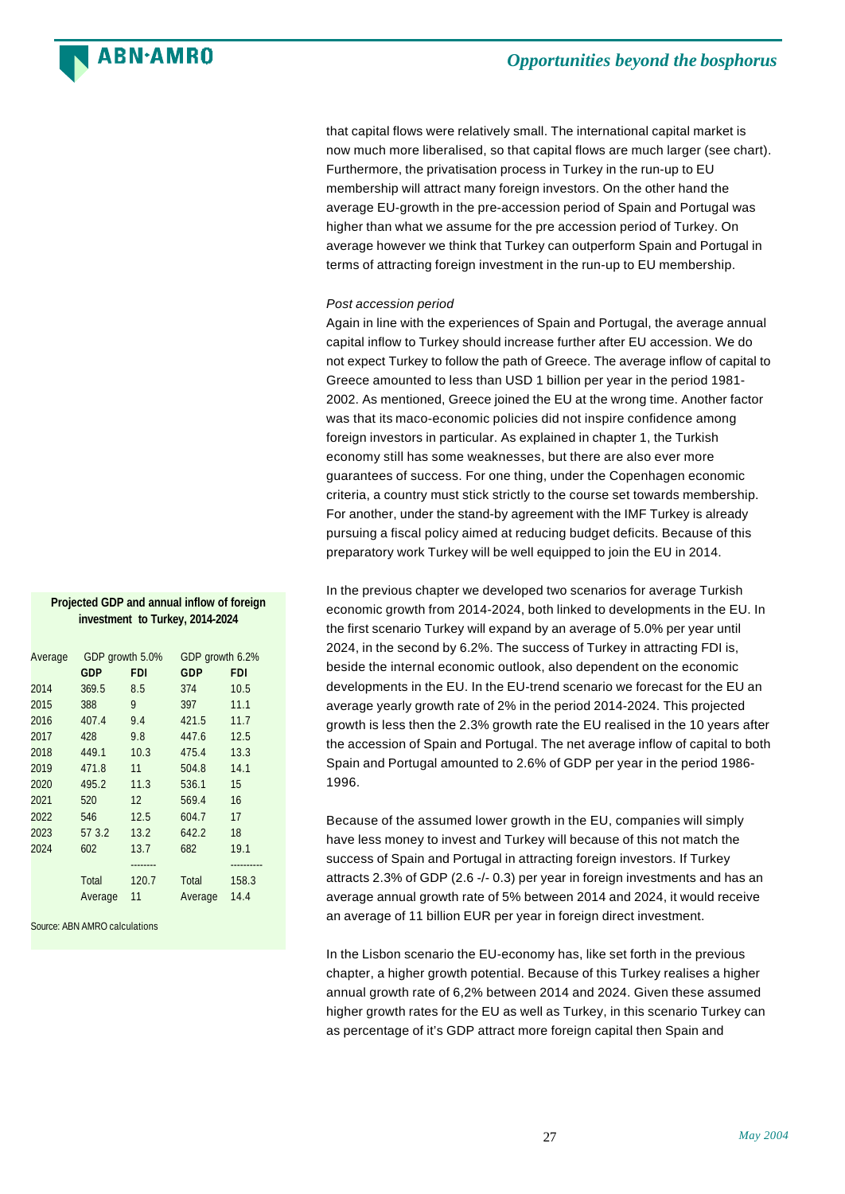that capital flows were relatively small. The international capital market is now much more liberalised, so that capital flows are much larger (see chart). Furthermore, the privatisation process in Turkey in the run-up to EU membership will attract many foreign investors. On the other hand the average EU-growth in the pre-accession period of Spain and Portugal was higher than what we assume for the pre accession period of Turkey. On average however we think that Turkey can outperform Spain and Portugal in terms of attracting foreign investment in the run-up to EU membership.

*Post accession period*

Again in line with the experiences of Spain and Portugal, the average annual capital inflow to Turkey should increase further after EU accession. We do not expect Turkey to follow the path of Greece. The average inflow of capital to Greece amounted to less than USD 1 billion per year in the period 1981-2002. As mentioned, Greece joined the EU at the wrong time. Another factor was that its maco-economic policies did not inspire confidence among foreign investors in particular. As explained in chapter 1, the Turkish economy still has some weaknesses, but there are also ever more guarantees of success. For one thing, under the Copenhagen economic criteria, a country must stick strictly to the course set towards membership. For another, under the stand-by agreement with the IMF Turkey is already pursuing a fiscal policy aimed at reducing budget deficits. Because of this preparatory work Turkey will be well equipped to join the EU in 2014.

**Projected GDP and annual inflow of foreign investment to Turkey, 2014-2024**

| Average | GDP growth 5.0% | | GDP growth 6.2% | |
|---|---|---|---|---|
| | **GDP** | **FDI** | **GDP** | **FDI** |
| 2014 | 369.5 | 8.5 | 374 | 10.5 |
| 2015 | 388 | 9 | 397 | 11.1 |
| 2016 | 407.4 | 9.4 | 421.5 | 11.7 |
| 2017 | 428 | 9.8 | 447.6 | 12.5 |
| 2018 | 449.1 | 10.3 | 475.4 | 13.3 |
| 2019 | 471.8 | 11 | 504.8 | 14.1 |
| 2020 | 495.2 | 11.3 | 536.1 | 15 |
| 2021 | 520 | 12 | 569.4 | 16 |
| 2022 | 546 | 12.5 | 604.7 | 17 |
| 2023 | 57 3.2 | 13.2 | 642.2 | 18 |
| 2024 | 602 | 13.7 | 682 | 19.1 |
| | Total | 120.7 | Total | 158.3 |
| | Average | 11 | Average | 14.4 |

Source: ABN AMRO calculations

In the previous chapter we developed two scenarios for average Turkish economic growth from 2014-2024, both linked to developments in the EU. In the first scenario Turkey will expand by an average of 5.0% per year until 2024, in the second by 6.2%. The success of Turkey in attracting FDI is, beside the internal economic outlook, also dependent on the economic developments in the EU. In the EU-trend scenario we forecast for the EU an average yearly growth rate of 2% in the period 2014-2024. This projected growth is less then the 2.3% growth rate the EU realised in the 10 years after the accession of Spain and Portugal. The net average inflow of capital to both Spain and Portugal amounted to 2.6% of GDP per year in the period 1986-1996.

Because of the assumed lower growth in the EU, companies will simply have less money to invest and Turkey will because of this not match the success of Spain and Portugal in attracting foreign investors. If Turkey attracts 2.3% of GDP (2.6 -/- 0.3) per year in foreign investments and has an average annual growth rate of 5% between 2014 and 2024, it would receive an average of 11 billion EUR per year in foreign direct investment.

In the Lisbon scenario the EU-economy has, like set forth in the previous chapter, a higher growth potential. Because of this Turkey realises a higher annual growth rate of 6,2% between 2014 and 2024. Given these assumed higher growth rates for the EU as well as Turkey, in this scenario Turkey can as percentage of it's GDP attract more foreign capital then Spain and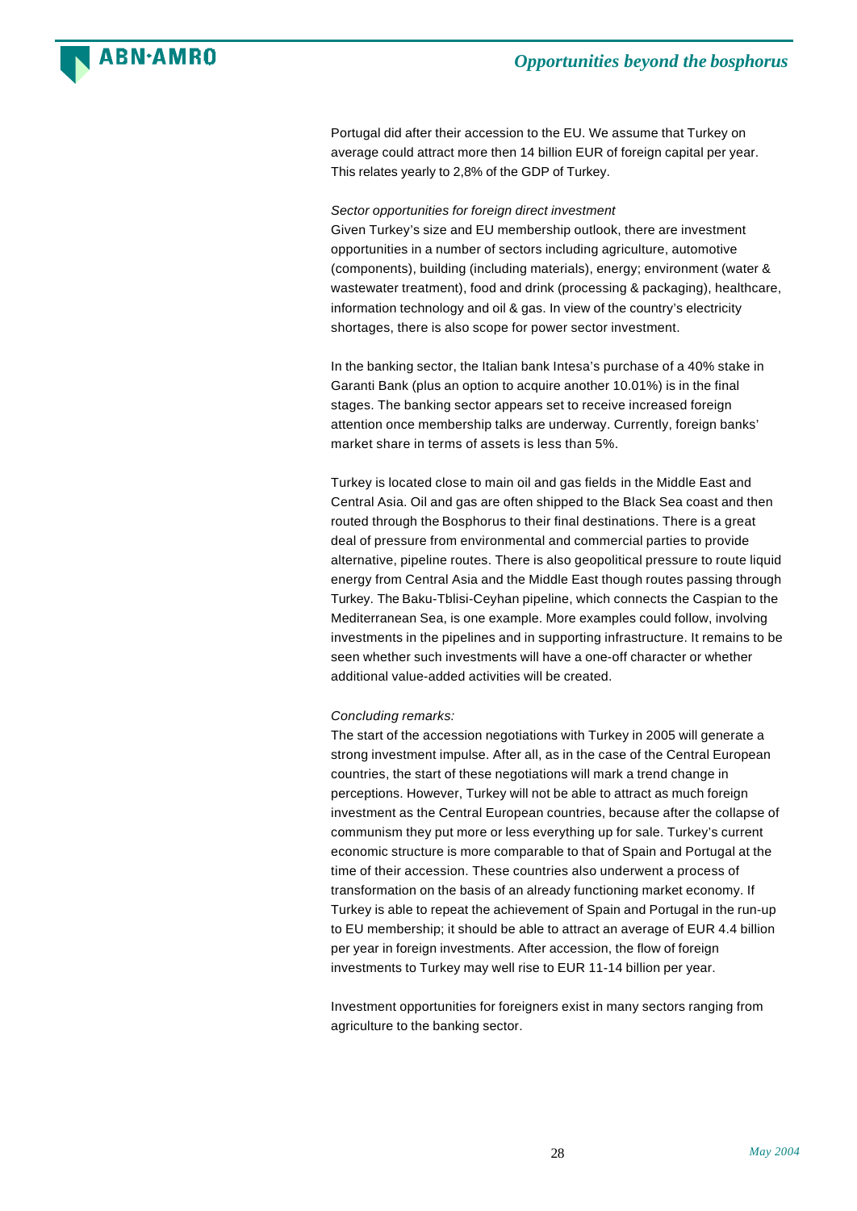Portugal did after their accession to the EU. We assume that Turkey on average could attract more then 14 billion EUR of foreign capital per year. This relates yearly to 2,8% of the GDP of Turkey.

*Sector opportunities for foreign direct investment*

Given Turkey's size and EU membership outlook, there are investment opportunities in a number of sectors including agriculture, automotive (components), building (including materials), energy; environment (water & wastewater treatment), food and drink (processing & packaging), healthcare, information technology and oil & gas. In view of the country's electricity shortages, there is also scope for power sector investment.

In the banking sector, the Italian bank Intesa's purchase of a 40% stake in Garanti Bank (plus an option to acquire another 10.01%) is in the final stages. The banking sector appears set to receive increased foreign attention once membership talks are underway. Currently, foreign banks' market share in terms of assets is less than 5%.

Turkey is located close to main oil and gas fields in the Middle East and Central Asia. Oil and gas are often shipped to the Black Sea coast and then routed through the Bosphorus to their final destinations. There is a great deal of pressure from environmental and commercial parties to provide alternative, pipeline routes. There is also geopolitical pressure to route liquid energy from Central Asia and the Middle East though routes passing through Turkey. The Baku-Tblisi-Ceyhan pipeline, which connects the Caspian to the Mediterranean Sea, is one example. More examples could follow, involving investments in the pipelines and in supporting infrastructure. It remains to be seen whether such investments will have a one-off character or whether additional value-added activities will be created.

*Concluding remarks:*

The start of the accession negotiations with Turkey in 2005 will generate a strong investment impulse. After all, as in the case of the Central European countries, the start of these negotiations will mark a trend change in perceptions. However, Turkey will not be able to attract as much foreign investment as the Central European countries, because after the collapse of communism they put more or less everything up for sale. Turkey's current economic structure is more comparable to that of Spain and Portugal at the time of their accession. These countries also underwent a process of transformation on the basis of an already functioning market economy. If Turkey is able to repeat the achievement of Spain and Portugal in the run-up to EU membership; it should be able to attract an average of EUR 4.4 billion per year in foreign investments. After accession, the flow of foreign investments to Turkey may well rise to EUR 11-14 billion per year.

Investment opportunities for foreigners exist in many sectors ranging from agriculture to the banking sector.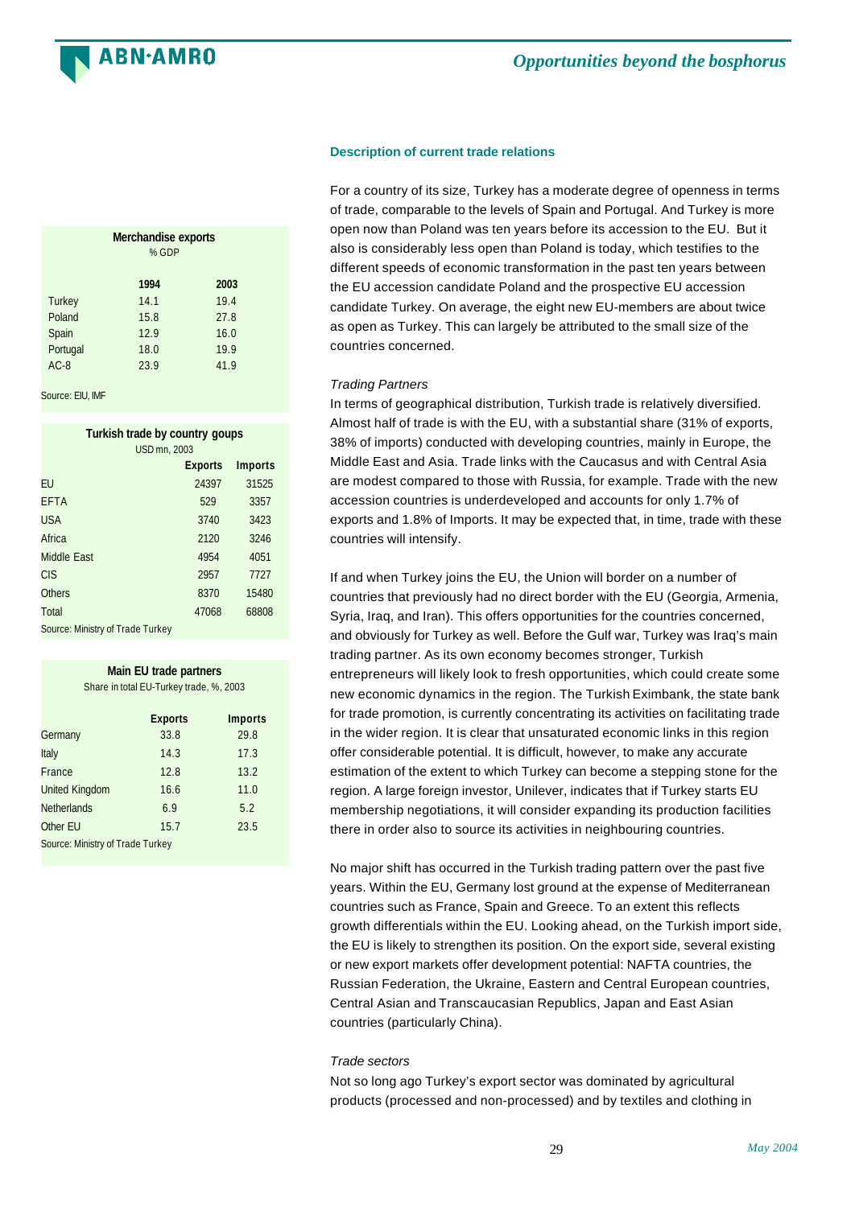## Description of current trade relations

For a country of its size, Turkey has a moderate degree of openness in terms of trade, comparable to the levels of Spain and Portugal. And Turkey is more open now than Poland was ten years before its accession to the EU. But it also is considerably less open than Poland is today, which testifies to the different speeds of economic transformation in the past ten years between the EU accession candidate Poland and the prospective EU accession candidate Turkey. On average, the eight new EU-members are about twice as open as Turkey. This can largely be attributed to the small size of the countries concerned.

**Merchandise exports**
% GDP

| | 1994 | 2003 |
|---|---|---|
| Turkey | 14.1 | 19.4 |
| Poland | 15.8 | 27.8 |
| Spain | 12.9 | 16.0 |
| Portugal | 18.0 | 19.9 |
| AC-8 | 23.9 | 41.9 |

Source: EIU, IMF

*Trading Partners*

In terms of geographical distribution, Turkish trade is relatively diversified. Almost half of trade is with the EU, with a substantial share (31% of exports, 38% of imports) conducted with developing countries, mainly in Europe, the Middle East and Asia. Trade links with the Caucasus and with Central Asia are modest compared to those with Russia, for example. Trade with the new accession countries is underdeveloped and accounts for only 1.7% of exports and 1.8% of Imports. It may be expected that, in time, trade with these countries will intensify.

**Turkish trade by country goups**
USD mn, 2003

| | Exports | Imports |
|---|---|---|
| EU | 24397 | 31525 |
| EFTA | 529 | 3357 |
| USA | 3740 | 3423 |
| Africa | 2120 | 3246 |
| Middle East | 4954 | 4051 |
| CIS | 2957 | 7727 |
| Others | 8370 | 15480 |
| Total | 47068 | 68808 |

Source: Ministry of Trade Turkey

If and when Turkey joins the EU, the Union will border on a number of countries that previously had no direct border with the EU (Georgia, Armenia, Syria, Iraq, and Iran). This offers opportunities for the countries concerned, and obviously for Turkey as well. Before the Gulf war, Turkey was Iraq's main trading partner. As its own economy becomes stronger, Turkish entrepreneurs will likely look to fresh opportunities, which could create some new economic dynamics in the region. The Turkish Eximbank, the state bank for trade promotion, is currently concentrating its activities on facilitating trade in the wider region. It is clear that unsaturated economic links in this region offer considerable potential. It is difficult, however, to make any accurate estimation of the extent to which Turkey can become a stepping stone for the region. A large foreign investor, Unilever, indicates that if Turkey starts EU membership negotiations, it will consider expanding its production facilities there in order also to source its activities in neighbouring countries.

**Main EU trade partners**
Share in total EU-Turkey trade, %, 2003

| | Exports | Imports |
|---|---|---|
| Germany | 33.8 | 29.8 |
| Italy | 14.3 | 17.3 |
| France | 12.8 | 13.2 |
| United Kingdom | 16.6 | 11.0 |
| Netherlands | 6.9 | 5.2 |
| Other EU | 15.7 | 23.5 |

Source: Ministry of Trade Turkey

No major shift has occurred in the Turkish trading pattern over the past five years. Within the EU, Germany lost ground at the expense of Mediterranean countries such as France, Spain and Greece. To an extent this reflects growth differentials within the EU. Looking ahead, on the Turkish import side, the EU is likely to strengthen its position. On the export side, several existing or new export markets offer development potential: NAFTA countries, the Russian Federation, the Ukraine, Eastern and Central European countries, Central Asian and Transcaucasian Republics, Japan and East Asian countries (particularly China).

*Trade sectors*

Not so long ago Turkey's export sector was dominated by agricultural products (processed and non-processed) and by textiles and clothing in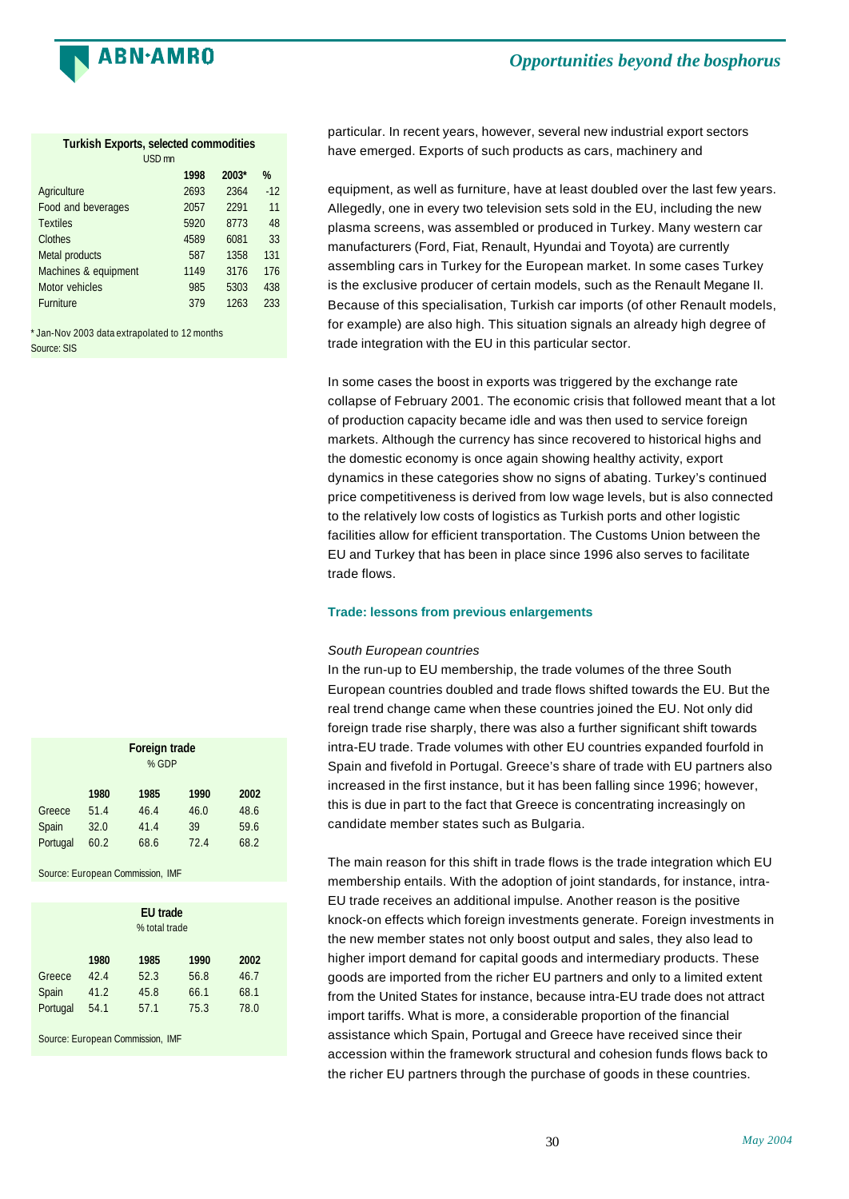**Turkish Exports, selected commodities**
USD mn

| | 1998 | 2003* | % |
|---|---|---|---|
| Agriculture | 2693 | 2364 | -12 |
| Food and beverages | 2057 | 2291 | 11 |
| Textiles | 5920 | 8773 | 48 |
| Clothes | 4589 | 6081 | 33 |
| Metal products | 587 | 1358 | 131 |
| Machines & equipment | 1149 | 3176 | 176 |
| Motor vehicles | 985 | 5303 | 438 |
| Furniture | 379 | 1263 | 233 |

* Jan-Nov 2003 data extrapolated to 12 months
Source: SIS

particular. In recent years, however, several new industrial export sectors have emerged. Exports of such products as cars, machinery and equipment, as well as furniture, have at least doubled over the last few years. Allegedly, one in every two television sets sold in the EU, including the new plasma screens, was assembled or produced in Turkey. Many western car manufacturers (Ford, Fiat, Renault, Hyundai and Toyota) are currently assembling cars in Turkey for the European market. In some cases Turkey is the exclusive producer of certain models, such as the Renault Megane II. Because of this specialisation, Turkish car imports (of other Renault models, for example) are also high. This situation signals an already high degree of trade integration with the EU in this particular sector.

In some cases the boost in exports was triggered by the exchange rate collapse of February 2001. The economic crisis that followed meant that a lot of production capacity became idle and was then used to service foreign markets. Although the currency has since recovered to historical highs and the domestic economy is once again showing healthy activity, export dynamics in these categories show no signs of abating. Turkey's continued price competitiveness is derived from low wage levels, but is also connected to the relatively low costs of logistics as Turkish ports and other logistic facilities allow for efficient transportation. The Customs Union between the EU and Turkey that has been in place since 1996 also serves to facilitate trade flows.

### Trade: lessons from previous enlargements

*South European countries*

In the run-up to EU membership, the trade volumes of the three South European countries doubled and trade flows shifted towards the EU. But the real trend change came when these countries joined the EU. Not only did foreign trade rise sharply, there was also a further significant shift towards intra-EU trade. Trade volumes with other EU countries expanded fourfold in Spain and fivefold in Portugal. Greece's share of trade with EU partners also increased in the first instance, but it has been falling since 1996; however, this is due in part to the fact that Greece is concentrating increasingly on candidate member states such as Bulgaria.

**Foreign trade**
% GDP

| | 1980 | 1985 | 1990 | 2002 |
|---|---|---|---|---|
| Greece | 51.4 | 46.4 | 46.0 | 48.6 |
| Spain | 32.0 | 41.4 | 39 | 59.6 |
| Portugal | 60.2 | 68.6 | 72.4 | 68.2 |

Source: European Commission, IMF

**EU trade**
% total trade

| | 1980 | 1985 | 1990 | 2002 |
|---|---|---|---|---|
| Greece | 42.4 | 52.3 | 56.8 | 46.7 |
| Spain | 41.2 | 45.8 | 66.1 | 68.1 |
| Portugal | 54.1 | 57.1 | 75.3 | 78.0 |

Source: European Commission, IMF

The main reason for this shift in trade flows is the trade integration which EU membership entails. With the adoption of joint standards, for instance, intra-EU trade receives an additional impulse. Another reason is the positive knock-on effects which foreign investments generate. Foreign investments in the new member states not only boost output and sales, they also lead to higher import demand for capital goods and intermediary products. These goods are imported from the richer EU partners and only to a limited extent from the United States for instance, because intra-EU trade does not attract import tariffs. What is more, a considerable proportion of the financial assistance which Spain, Portugal and Greece have received since their accession within the framework structural and cohesion funds flows back to the richer EU partners through the purchase of goods in these countries.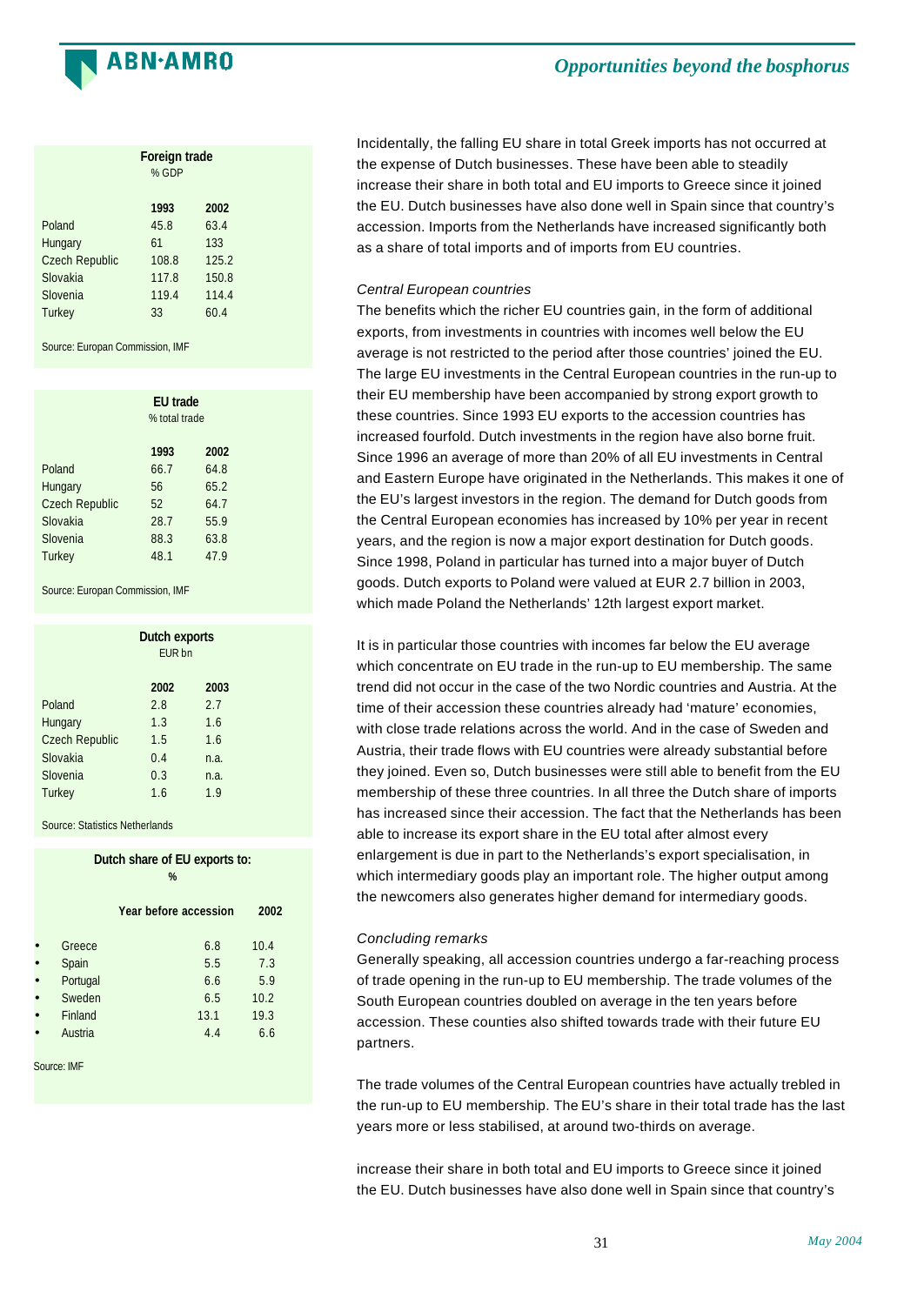**Foreign trade**
% GDP

| | 1993 | 2002 |
|---|---|---|
| Poland | 45.8 | 63.4 |
| Hungary | 61 | 133 |
| Czech Republic | 108.8 | 125.2 |
| Slovakia | 117.8 | 150.8 |
| Slovenia | 119.4 | 114.4 |
| Turkey | 33 | 60.4 |

Source: Europan Commission, IMF

**EU trade**
% total trade

| | 1993 | 2002 |
|---|---|---|
| Poland | 66.7 | 64.8 |
| Hungary | 56 | 65.2 |
| Czech Republic | 52 | 64.7 |
| Slovakia | 28.7 | 55.9 |
| Slovenia | 88.3 | 63.8 |
| Turkey | 48.1 | 47.9 |

Source: Europan Commission, IMF

**Dutch exports**
EUR bn

| | 2002 | 2003 |
|---|---|---|
| Poland | 2.8 | 2.7 |
| Hungary | 1.3 | 1.6 |
| Czech Republic | 1.5 | 1.6 |
| Slovakia | 0.4 | n.a. |
| Slovenia | 0.3 | n.a. |
| Turkey | 1.6 | 1.9 |

Source: Statistics Netherlands

**Dutch share of EU exports to:**
%

| | Year before accession | 2002 |
|---|---|---|
| • Greece | 6.8 | 10.4 |
| • Spain | 5.5 | 7.3 |
| • Portugal | 6.6 | 5.9 |
| • Sweden | 6.5 | 10.2 |
| • Finland | 13.1 | 19.3 |
| • Austria | 4.4 | 6.6 |

Source: IMF

Incidentally, the falling EU share in total Greek imports has not occurred at the expense of Dutch businesses. These have been able to steadily increase their share in both total and EU imports to Greece since it joined the EU. Dutch businesses have also done well in Spain since that country's accession. Imports from the Netherlands have increased significantly both as a share of total imports and of imports from EU countries.

*Central European countries*

The benefits which the richer EU countries gain, in the form of additional exports, from investments in countries with incomes well below the EU average is not restricted to the period after those countries' joined the EU. The large EU investments in the Central European countries in the run-up to their EU membership have been accompanied by strong export growth to these countries. Since 1993 EU exports to the accession countries has increased fourfold. Dutch investments in the region have also borne fruit. Since 1996 an average of more than 20% of all EU investments in Central and Eastern Europe have originated in the Netherlands. This makes it one of the EU's largest investors in the region. The demand for Dutch goods from the Central European economies has increased by 10% per year in recent years, and the region is now a major export destination for Dutch goods. Since 1998, Poland in particular has turned into a major buyer of Dutch goods. Dutch exports to Poland were valued at EUR 2.7 billion in 2003, which made Poland the Netherlands' 12th largest export market.

It is in particular those countries with incomes far below the EU average which concentrate on EU trade in the run-up to EU membership. The same trend did not occur in the case of the two Nordic countries and Austria. At the time of their accession these countries already had 'mature' economies, with close trade relations across the world. And in the case of Sweden and Austria, their trade flows with EU countries were already substantial before they joined. Even so, Dutch businesses were still able to benefit from the EU membership of these three countries. In all three the Dutch share of imports has increased since their accession. The fact that the Netherlands has been able to increase its export share in the EU total after almost every enlargement is due in part to the Netherlands's export specialisation, in which intermediary goods play an important role. The higher output among the newcomers also generates higher demand for intermediary goods.

*Concluding remarks*

Generally speaking, all accession countries undergo a far-reaching process of trade opening in the run-up to EU membership. The trade volumes of the South European countries doubled on average in the ten years before accession. These counties also shifted towards trade with their future EU partners.

The trade volumes of the Central European countries have actually trebled in the run-up to EU membership. The EU's share in their total trade has the last years more or less stabilised, at around two-thirds on average.

increase their share in both total and EU imports to Greece since it joined the EU. Dutch businesses have also done well in Spain since that country's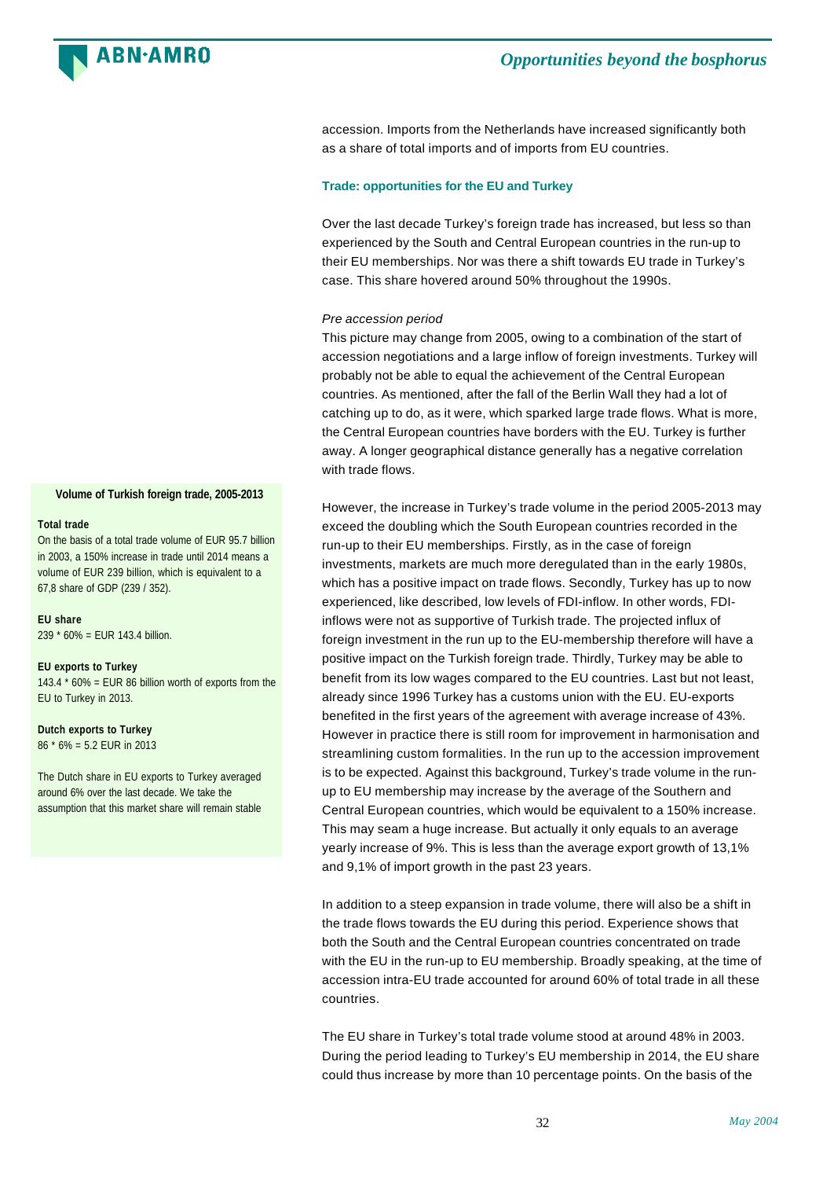accession. Imports from the Netherlands have increased significantly both as a share of total imports and of imports from EU countries.

### Trade: opportunities for the EU and Turkey

Over the last decade Turkey's foreign trade has increased, but less so than experienced by the South and Central European countries in the run-up to their EU memberships. Nor was there a shift towards EU trade in Turkey's case. This share hovered around 50% throughout the 1990s.

*Pre accession period*

This picture may change from 2005, owing to a combination of the start of accession negotiations and a large inflow of foreign investments. Turkey will probably not be able to equal the achievement of the Central European countries. As mentioned, after the fall of the Berlin Wall they had a lot of catching up to do, as it were, which sparked large trade flows. What is more, the Central European countries have borders with the EU. Turkey is further away. A longer geographical distance generally has a negative correlation with trade flows.

However, the increase in Turkey's trade volume in the period 2005-2013 may exceed the doubling which the South European countries recorded in the run-up to their EU memberships. Firstly, as in the case of foreign investments, markets are much more deregulated than in the early 1980s, which has a positive impact on trade flows. Secondly, Turkey has up to now experienced, like described, low levels of FDI-inflow. In other words, FDI-inflows were not as supportive of Turkish trade. The projected influx of foreign investment in the run up to the EU-membership therefore will have a positive impact on the Turkish foreign trade. Thirdly, Turkey may be able to benefit from its low wages compared to the EU countries. Last but not least, already since 1996 Turkey has a customs union with the EU. EU-exports benefited in the first years of the agreement with average increase of 43%. However in practice there is still room for improvement in harmonisation and streamlining custom formalities. In the run up to the accession improvement is to be expected. Against this background, Turkey's trade volume in the run-up to EU membership may increase by the average of the Southern and Central European countries, which would be equivalent to a 150% increase. This may seam a huge increase. But actually it only equals to an average yearly increase of 9%. This is less than the average export growth of 13,1% and 9,1% of import growth in the past 23 years.

In addition to a steep expansion in trade volume, there will also be a shift in the trade flows towards the EU during this period. Experience shows that both the South and the Central European countries concentrated on trade with the EU in the run-up to EU membership. Broadly speaking, at the time of accession intra-EU trade accounted for around 60% of total trade in all these countries.

The EU share in Turkey's total trade volume stood at around 48% in 2003. During the period leading to Turkey's EU membership in 2014, the EU share could thus increase by more than 10 percentage points. On the basis of the

**Volume of Turkish foreign trade, 2005-2013**

**Total trade**

On the basis of a total trade volume of EUR 95.7 billion in 2003, a 150% increase in trade until 2014 means a volume of EUR 239 billion, which is equivalent to a 67,8 share of GDP (239 / 352).

**EU share**

239 * 60% = EUR 143.4 billion.

**EU exports to Turkey**

143.4 * 60% = EUR 86 billion worth of exports from the EU to Turkey in 2013.

**Dutch exports to Turkey**

86 * 6% = 5.2 EUR in 2013

The Dutch share in EU exports to Turkey averaged around 6% over the last decade. We take the assumption that this market share will remain stable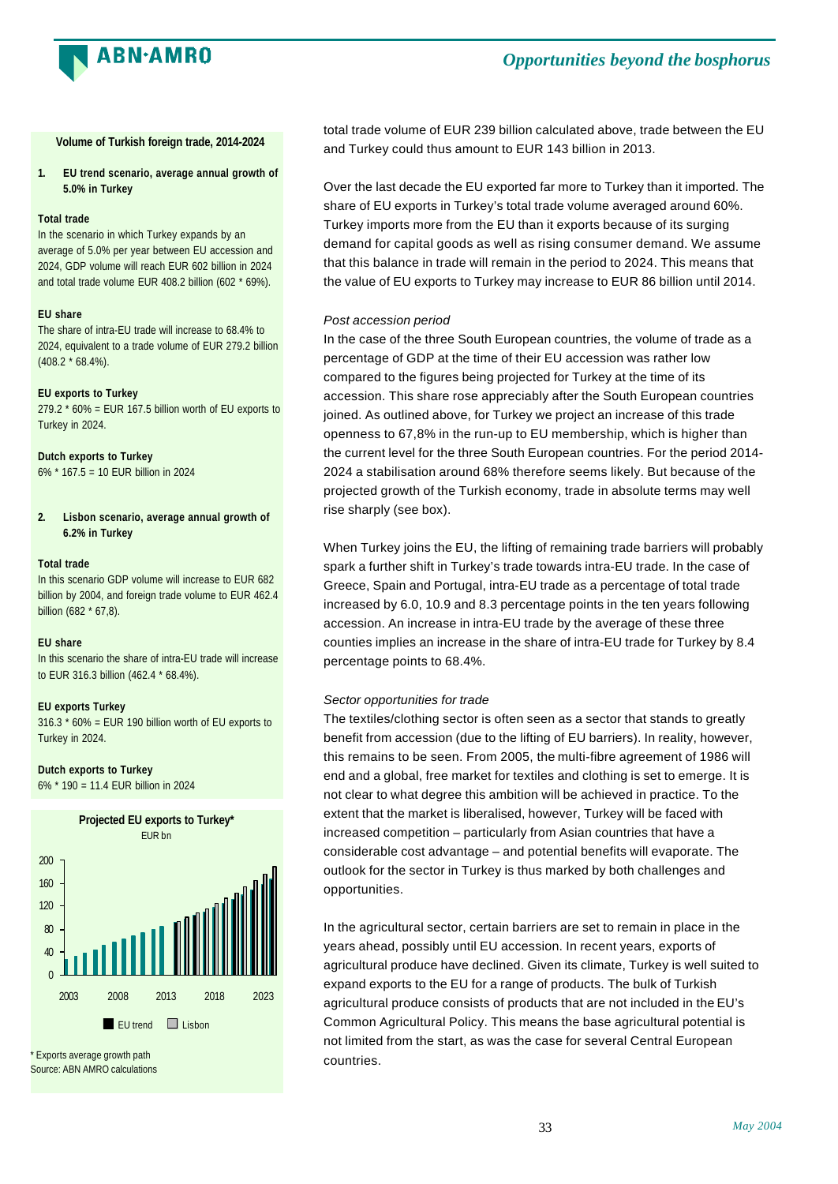**Volume of Turkish foreign trade, 2014-2024**

1. **EU trend scenario, average annual growth of 5.0% in Turkey**

**Total trade**
In the scenario in which Turkey expands by an average of 5.0% per year between EU accession and 2024, GDP volume will reach EUR 602 billion in 2024 and total trade volume EUR 408.2 billion (602 * 69%).

**EU share**
The share of intra-EU trade will increase to 68.4% to 2024, equivalent to a trade volume of EUR 279.2 billion (408.2 * 68.4%).

**EU exports to Turkey**
279.2 * 60% = EUR 167.5 billion worth of EU exports to Turkey in 2024.

**Dutch exports to Turkey**
6% * 167.5 = 10 EUR billion in 2024

2. **Lisbon scenario, average annual growth of 6.2% in Turkey**

**Total trade**
In this scenario GDP volume will increase to EUR 682 billion by 2004, and foreign trade volume to EUR 462.4 billion (682 * 67,8).

**EU share**
In this scenario the share of intra-EU trade will increase to EUR 316.3 billion (462.4 * 68.4%).

**EU exports Turkey**
316.3 * 60% = EUR 190 billion worth of EU exports to Turkey in 2024.

**Dutch exports to Turkey**
6% * 190 = 11.4 EUR billion in 2024

**Projected EU exports to Turkey***
EUR bn

[Bar chart: 2003–2023, y-axis 0–200; series: EU trend, Lisbon]

\* Exports average growth path
Source: ABN AMRO calculations

total trade volume of EUR 239 billion calculated above, trade between the EU and Turkey could thus amount to EUR 143 billion in 2013.

Over the last decade the EU exported far more to Turkey than it imported. The share of EU exports in Turkey's total trade volume averaged around 60%. Turkey imports more from the EU than it exports because of its surging demand for capital goods as well as rising consumer demand. We assume that this balance in trade will remain in the period to 2024. This means that the value of EU exports to Turkey may increase to EUR 86 billion until 2014.

*Post accession period*

In the case of the three South European countries, the volume of trade as a percentage of GDP at the time of their EU accession was rather low compared to the figures being projected for Turkey at the time of its accession. This share rose appreciably after the South European countries joined. As outlined above, for Turkey we project an increase of this trade openness to 67,8% in the run-up to EU membership, which is higher than the current level for the three South European countries. For the period 2014-2024 a stabilisation around 68% therefore seems likely. But because of the projected growth of the Turkish economy, trade in absolute terms may well rise sharply (see box).

When Turkey joins the EU, the lifting of remaining trade barriers will probably spark a further shift in Turkey's trade towards intra-EU trade. In the case of Greece, Spain and Portugal, intra-EU trade as a percentage of total trade increased by 6.0, 10.9 and 8.3 percentage points in the ten years following accession. An increase in intra-EU trade by the average of these three counties implies an increase in the share of intra-EU trade for Turkey by 8.4 percentage points to 68.4%.

*Sector opportunities for trade*

The textiles/clothing sector is often seen as a sector that stands to greatly benefit from accession (due to the lifting of EU barriers). In reality, however, this remains to be seen. From 2005, the multi-fibre agreement of 1986 will end and a global, free market for textiles and clothing is set to emerge. It is not clear to what degree this ambition will be achieved in practice. To the extent that the market is liberalised, however, Turkey will be faced with increased competition – particularly from Asian countries that have a considerable cost advantage – and potential benefits will evaporate. The outlook for the sector in Turkey is thus marked by both challenges and opportunities.

In the agricultural sector, certain barriers are set to remain in place in the years ahead, possibly until EU accession. In recent years, exports of agricultural produce have declined. Given its climate, Turkey is well suited to expand exports to the EU for a range of products. The bulk of Turkish agricultural produce consists of products that are not included in the EU's Common Agricultural Policy. This means the base agricultural potential is not limited from the start, as was the case for several Central European countries.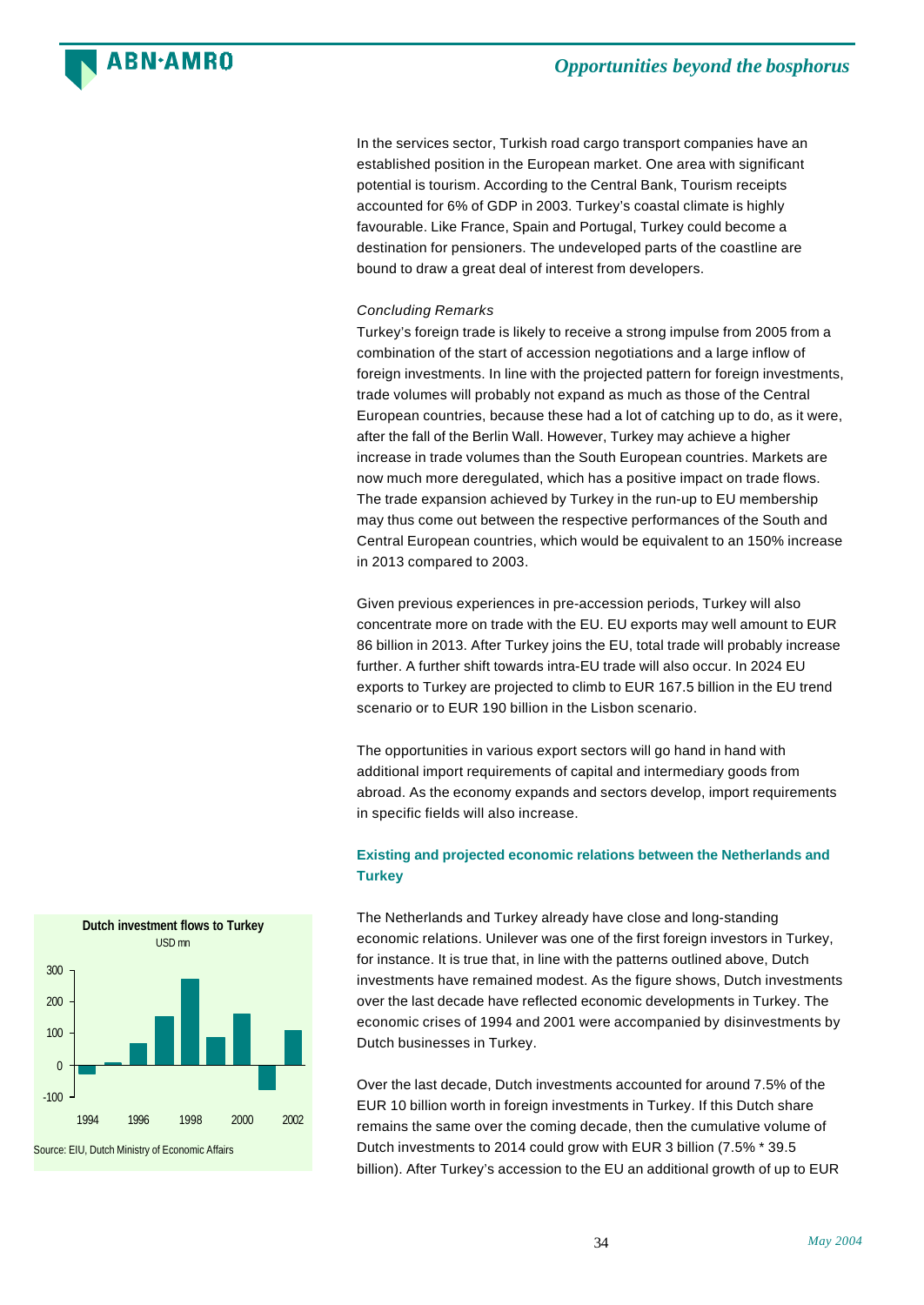In the services sector, Turkish road cargo transport companies have an established position in the European market. One area with significant potential is tourism. According to the Central Bank, Tourism receipts accounted for 6% of GDP in 2003. Turkey's coastal climate is highly favourable. Like France, Spain and Portugal, Turkey could become a destination for pensioners. The undeveloped parts of the coastline are bound to draw a great deal of interest from developers.

*Concluding Remarks*

Turkey's foreign trade is likely to receive a strong impulse from 2005 from a combination of the start of accession negotiations and a large inflow of foreign investments. In line with the projected pattern for foreign investments, trade volumes will probably not expand as much as those of the Central European countries, because these had a lot of catching up to do, as it were, after the fall of the Berlin Wall. However, Turkey may achieve a higher increase in trade volumes than the South European countries. Markets are now much more deregulated, which has a positive impact on trade flows. The trade expansion achieved by Turkey in the run-up to EU membership may thus come out between the respective performances of the South and Central European countries, which would be equivalent to an 150% increase in 2013 compared to 2003.

Given previous experiences in pre-accession periods, Turkey will also concentrate more on trade with the EU. EU exports may well amount to EUR 86 billion in 2013. After Turkey joins the EU, total trade will probably increase further. A further shift towards intra-EU trade will also occur. In 2024 EU exports to Turkey are projected to climb to EUR 167.5 billion in the EU trend scenario or to EUR 190 billion in the Lisbon scenario.

The opportunities in various export sectors will go hand in hand with additional import requirements of capital and intermediary goods from abroad. As the economy expands and sectors develop, import requirements in specific fields will also increase.

### Existing and projected economic relations between the Netherlands and Turkey

**Dutch investment flows to Turkey**

USD mn

| Year | USD mn (approx.) |
|---|---|
| 1994 | -30 |
| 1995 | 10 |
| 1996 | 70 |
| 1997 | 155 |
| 1998 | 270 |
| 1999 | 90 |
| 2000 | 160 |
| 2001 | -75 |
| 2002 | 110 |

Source: EIU, Dutch Ministry of Economic Affairs

The Netherlands and Turkey already have close and long-standing economic relations. Unilever was one of the first foreign investors in Turkey, for instance. It is true that, in line with the patterns outlined above, Dutch investments have remained modest. As the figure shows, Dutch investments over the last decade have reflected economic developments in Turkey. The economic crises of 1994 and 2001 were accompanied by disinvestments by Dutch businesses in Turkey.

Over the last decade, Dutch investments accounted for around 7.5% of the EUR 10 billion worth in foreign investments in Turkey. If this Dutch share remains the same over the coming decade, then the cumulative volume of Dutch investments to 2014 could grow with EUR 3 billion (7.5% * 39.5 billion). After Turkey's accession to the EU an additional growth of up to EUR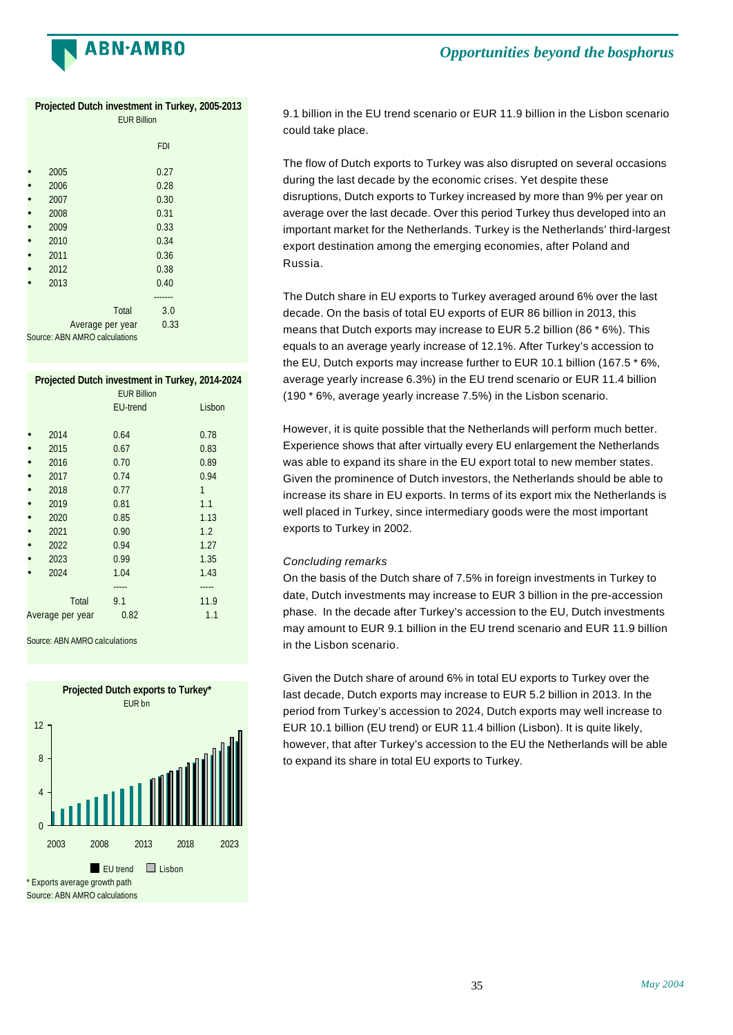**Projected Dutch investment in Turkey, 2005-2013**

EUR Billion

| | FDI |
|---|---|
| 2005 | 0.27 |
| 2006 | 0.28 |
| 2007 | 0.30 |
| 2008 | 0.31 |
| 2009 | 0.33 |
| 2010 | 0.34 |
| 2011 | 0.36 |
| 2012 | 0.38 |
| 2013 | 0.40 |
| | ------- |
| Total | 3.0 |
| Average per year | 0.33 |

Source: ABN AMRO calculations

**Projected Dutch investment in Turkey, 2014-2024**

EUR Billion

| | EU-trend | Lisbon |
|---|---|---|
| 2014 | 0.64 | 0.78 |
| 2015 | 0.67 | 0.83 |
| 2016 | 0.70 | 0.89 |
| 2017 | 0.74 | 0.94 |
| 2018 | 0.77 | 1 |
| 2019 | 0.81 | 1.1 |
| 2020 | 0.85 | 1.13 |
| 2021 | 0.90 | 1.2 |
| 2022 | 0.94 | 1.27 |
| 2023 | 0.99 | 1.35 |
| 2024 | 1.04 | 1.43 |
| | ----- | ----- |
| Total | 9.1 | 11.9 |
| Average per year | 0.82 | 1.1 |

Source: ABN AMRO calculations

**Projected Dutch exports to Turkey***

EUR bn

\* Exports average growth path

Source: ABN AMRO calculations

9.1 billion in the EU trend scenario or EUR 11.9 billion in the Lisbon scenario could take place.

The flow of Dutch exports to Turkey was also disrupted on several occasions during the last decade by the economic crises. Yet despite these disruptions, Dutch exports to Turkey increased by more than 9% per year on average over the last decade. Over this period Turkey thus developed into an important market for the Netherlands. Turkey is the Netherlands' third-largest export destination among the emerging economies, after Poland and Russia.

The Dutch share in EU exports to Turkey averaged around 6% over the last decade. On the basis of total EU exports of EUR 86 billion in 2013, this means that Dutch exports may increase to EUR 5.2 billion (86 * 6%). This equals to an average yearly increase of 12.1%. After Turkey's accession to the EU, Dutch exports may increase further to EUR 10.1 billion (167.5 * 6%, average yearly increase 6.3%) in the EU trend scenario or EUR 11.4 billion (190 * 6%, average yearly increase 7.5%) in the Lisbon scenario.

However, it is quite possible that the Netherlands will perform much better. Experience shows that after virtually every EU enlargement the Netherlands was able to expand its share in the EU export total to new member states. Given the prominence of Dutch investors, the Netherlands should be able to increase its share in EU exports. In terms of its export mix the Netherlands is well placed in Turkey, since intermediary goods were the most important exports to Turkey in 2002.

*Concluding remarks*

On the basis of the Dutch share of 7.5% in foreign investments in Turkey to date, Dutch investments may increase to EUR 3 billion in the pre-accession phase. In the decade after Turkey's accession to the EU, Dutch investments may amount to EUR 9.1 billion in the EU trend scenario and EUR 11.9 billion in the Lisbon scenario.

Given the Dutch share of around 6% in total EU exports to Turkey over the last decade, Dutch exports may increase to EUR 5.2 billion in 2013. In the period from Turkey's accession to 2024, Dutch exports may well increase to EUR 10.1 billion (EU trend) or EUR 11.4 billion (Lisbon). It is quite likely, however, that after Turkey's accession to the EU the Netherlands will be able to expand its share in total EU exports to Turkey.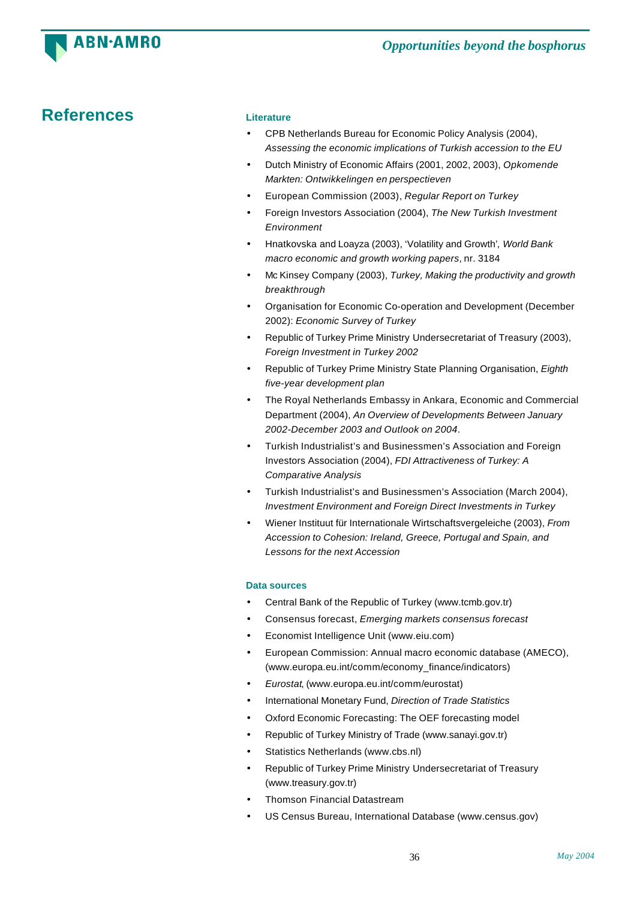# References

## Literature

- CPB Netherlands Bureau for Economic Policy Analysis (2004), *Assessing the economic implications of Turkish accession to the EU*
- Dutch Ministry of Economic Affairs (2001, 2002, 2003), *Opkomende Markten: Ontwikkelingen en perspectieven*
- European Commission (2003), *Regular Report on Turkey*
- Foreign Investors Association (2004), *The New Turkish Investment Environment*
- Hnatkovska and Loayza (2003), 'Volatility and Growth', *World Bank macro economic and growth working papers*, nr. 3184
- Mc Kinsey Company (2003), *Turkey, Making the productivity and growth breakthrough*
- Organisation for Economic Co-operation and Development (December 2002): *Economic Survey of Turkey*
- Republic of Turkey Prime Ministry Undersecretariat of Treasury (2003), *Foreign Investment in Turkey 2002*
- Republic of Turkey Prime Ministry State Planning Organisation, *Eighth five-year development plan*
- The Royal Netherlands Embassy in Ankara, Economic and Commercial Department (2004), *An Overview of Developments Between January 2002-December 2003 and Outlook on 2004*.
- Turkish Industrialist's and Businessmen's Association and Foreign Investors Association (2004), *FDI Attractiveness of Turkey: A Comparative Analysis*
- Turkish Industrialist's and Businessmen's Association (March 2004), *Investment Environment and Foreign Direct Investments in Turkey*
- Wiener Instituut für Internationale Wirtschaftsvergeleiche (2003), *From Accession to Cohesion: Ireland, Greece, Portugal and Spain, and Lessons for the next Accession*

## Data sources

- Central Bank of the Republic of Turkey (www.tcmb.gov.tr)
- Consensus forecast, *Emerging markets consensus forecast*
- Economist Intelligence Unit (www.eiu.com)
- European Commission: Annual macro economic database (AMECO), (www.europa.eu.int/comm/economy_finance/indicators)
- *Eurostat*, (www.europa.eu.int/comm/eurostat)
- International Monetary Fund, *Direction of Trade Statistics*
- Oxford Economic Forecasting: The OEF forecasting model
- Republic of Turkey Ministry of Trade (www.sanayi.gov.tr)
- Statistics Netherlands (www.cbs.nl)
- Republic of Turkey Prime Ministry Undersecretariat of Treasury (www.treasury.gov.tr)
- Thomson Financial Datastream
- US Census Bureau, International Database (www.census.gov)